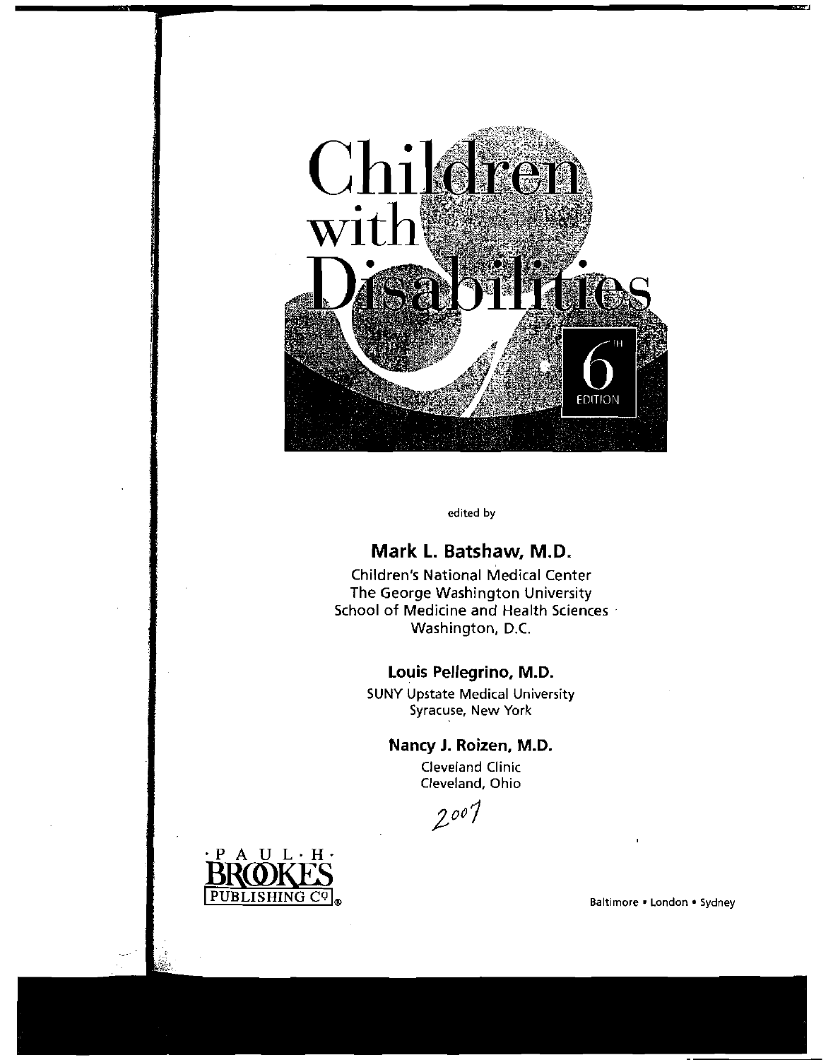# Children with Disabilities

6TH EDITION

edited by

**Mark L. Batshaw, M.D.**
Children's National Medical Center
The George Washington University
School of Medicine and Health Sciences
Washington, D.C.

**Louis Pellegrino, M.D.**
SUNY Upstate Medical University
Syracuse, New York

**Nancy J. Roizen, M.D.**
Cleveland Clinic
Cleveland, Ohio

2007

PAUL·H·BROOKES PUBLISHING CO®

Baltimore • London • Sydney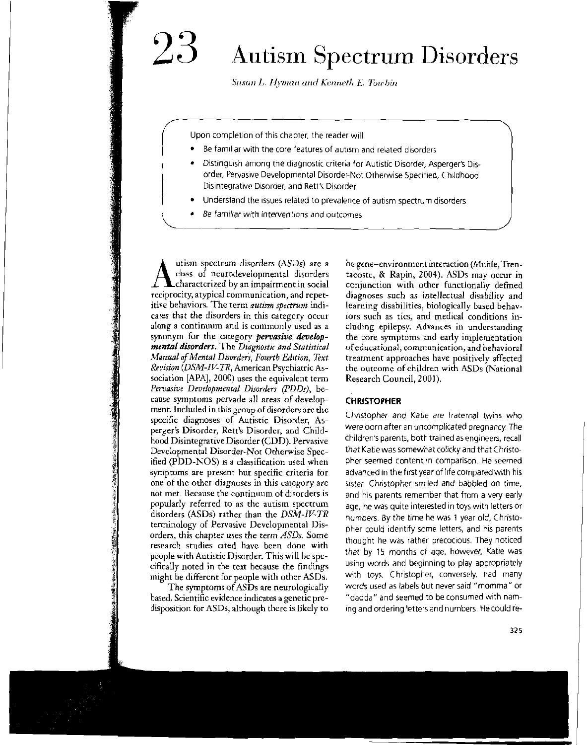# 23 Autism Spectrum Disorders

*Susan L. Hyman and Kenneth E. Towbin*

Upon completion of this chapter, the reader will

- Be familiar with the core features of autism and related disorders
- Distinguish among the diagnostic criteria for Autistic Disorder, Asperger's Disorder, Pervasive Developmental Disorder-Not Otherwise Specified, Childhood Disintegrative Disorder, and Rett's Disorder
- Understand the issues related to prevalence of autism spectrum disorders
- Be familiar with interventions and outcomes

Autism spectrum disorders (ASDs) are a class of neurodevelopmental disorders characterized by an impairment in social reciprocity, atypical communication, and repetitive behaviors. The term ***autism spectrum*** indicates that the disorders in this category occur along a continuum and is commonly used as a synonym for the category ***pervasive developmental disorders***. The *Diagnostic and Statistical Manual of Mental Disorders, Fourth Edition, Text Revision* (*DSM-IV-TR*, American Psychiatric Association [APA], 2000) uses the equivalent term *Pervasive Developmental Disorders (PDDs)*, because symptoms pervade all areas of development. Included in this group of disorders are the specific diagnoses of Autistic Disorder, Asperger's Disorder, Rett's Disorder, and Childhood Disintegrative Disorder (CDD). Pervasive Developmental Disorder-Not Otherwise Specified (PDD-NOS) is a classification used when symptoms are present but specific criteria for one of the other diagnoses in this category are not met. Because the continuum of disorders is popularly referred to as the autism spectrum disorders (ASDs) rather than the *DSM-IV-TR* terminology of Pervasive Developmental Disorders, this chapter uses the term *ASDs*. Some research studies cited have been done with people with Autistic Disorder. This will be specifically noted in the text because the findings might be different for people with other ASDs.

The symptoms of ASDs are neurologically based. Scientific evidence indicates a genetic predisposition for ASDs, although there is likely to be gene–environment interaction (Muhle, Trentacoste, & Rapin, 2004). ASDs may occur in conjunction with other functionally defined diagnoses such as intellectual disability and learning disabilities, biologically based behaviors such as tics, and medical conditions including epilepsy. Advances in understanding the core symptoms and early implementation of educational, communication, and behavioral treatment approaches have positively affected the outcome of children with ASDs (National Research Council, 2001).

## CHRISTOPHER

Christopher and Katie are fraternal twins who were born after an uncomplicated pregnancy. The children's parents, both trained as engineers, recall that Katie was somewhat colicky and that Christopher seemed content in comparison. He seemed advanced in the first year of life compared with his sister. Christopher smiled and babbled on time, and his parents remember that from a very early age, he was quite interested in toys with letters or numbers. By the time he was 1 year old, Christopher could identify some letters, and his parents thought he was rather precocious. They noticed that by 15 months of age, however, Katie was using words and beginning to play appropriately with toys. Christopher, conversely, had many words used as labels but never said "momma" or "dadda" and seemed to be consumed with naming and ordering letters and numbers. He could re-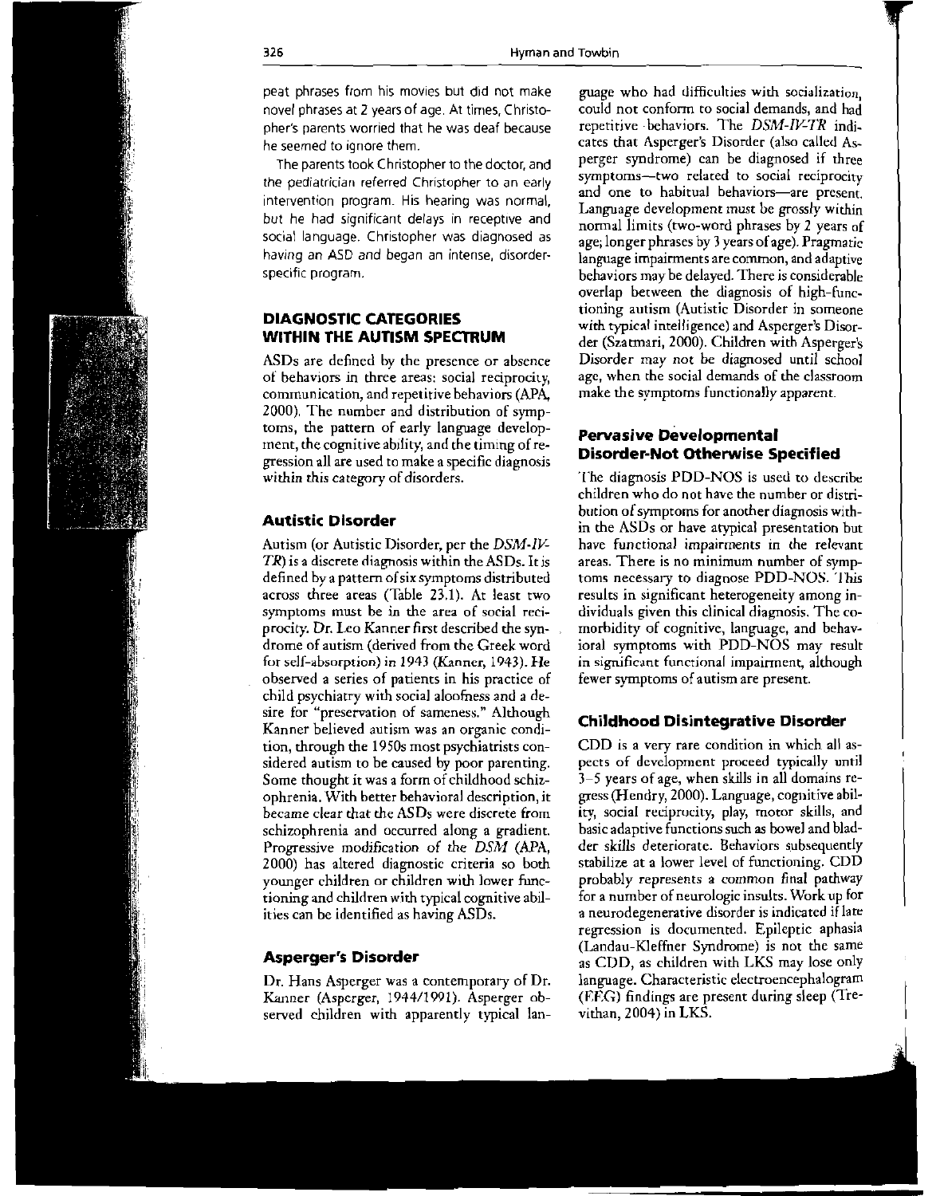peat phrases from his movies but did not make novel phrases at 2 years of age. At times, Christopher's parents worried that he was deaf because he seemed to ignore them.

The parents took Christopher to the doctor, and the pediatrician referred Christopher to an early intervention program. His hearing was normal, but he had significant delays in receptive and social language. Christopher was diagnosed as having an ASD and began an intense, disorder-specific program.

## DIAGNOSTIC CATEGORIES WITHIN THE AUTISM SPECTRUM

ASDs are defined by the presence or absence of behaviors in three areas: social reciprocity, communication, and repetitive behaviors (APA, 2000). The number and distribution of symptoms, the pattern of early language development, the cognitive ability, and the timing of regression all are used to make a specific diagnosis within this category of disorders.

### Autistic Disorder

Autism (or Autistic Disorder, per the *DSM-IV-TR*) is a discrete diagnosis within the ASDs. It is defined by a pattern of six symptoms distributed across three areas (Table 23.1). At least two symptoms must be in the area of social reciprocity. Dr. Leo Kanner first described the syndrome of autism (derived from the Greek word for self-absorption) in 1943 (Kanner, 1943). He observed a series of patients in his practice of child psychiatry with social aloofness and a desire for "preservation of sameness." Although Kanner believed autism was an organic condition, through the 1950s most psychiatrists considered autism to be caused by poor parenting. Some thought it was a form of childhood schizophrenia. With better behavioral description, it became clear that the ASDs were discrete from schizophrenia and occurred along a gradient. Progressive modification of the *DSM* (APA, 2000) has altered diagnostic criteria so both younger children or children with lower functioning and children with typical cognitive abilities can be identified as having ASDs.

### Asperger's Disorder

Dr. Hans Asperger was a contemporary of Dr. Kanner (Asperger, 1944/1991). Asperger observed children with apparently typical language who had difficulties with socialization, could not conform to social demands, and had repetitive behaviors. The *DSM-IV-TR* indicates that Asperger's Disorder (also called Asperger syndrome) can be diagnosed if three symptoms—two related to social reciprocity and one to habitual behaviors—are present. Language development must be grossly within normal limits (two-word phrases by 2 years of age; longer phrases by 3 years of age). Pragmatic language impairments are common, and adaptive behaviors may be delayed. There is considerable overlap between the diagnosis of high-functioning autism (Autistic Disorder in someone with typical intelligence) and Asperger's Disorder (Szatmari, 2000). Children with Asperger's Disorder may not be diagnosed until school age, when the social demands of the classroom make the symptoms functionally apparent.

### Pervasive Developmental Disorder-Not Otherwise Specified

The diagnosis PDD-NOS is used to describe children who do not have the number or distribution of symptoms for another diagnosis within the ASDs or have atypical presentation but have functional impairments in the relevant areas. There is no minimum number of symptoms necessary to diagnose PDD-NOS. This results in significant heterogeneity among individuals given this clinical diagnosis. The comorbidity of cognitive, language, and behavioral symptoms with PDD-NOS may result in significant functional impairment, although fewer symptoms of autism are present.

### Childhood Disintegrative Disorder

CDD is a very rare condition in which all aspects of development proceed typically until 3–5 years of age, when skills in all domains regress (Hendry, 2000). Language, cognitive ability, social reciprocity, play, motor skills, and basic adaptive functions such as bowel and bladder skills deteriorate. Behaviors subsequently stabilize at a lower level of functioning. CDD probably represents a common final pathway for a number of neurologic insults. Work up for a neurodegenerative disorder is indicated if late regression is documented. Epileptic aphasia (Landau-Kleffner Syndrome) is not the same as CDD, as children with LKS may lose only language. Characteristic electroencephalogram (EEG) findings are present during sleep (Trevithan, 2004) in LKS.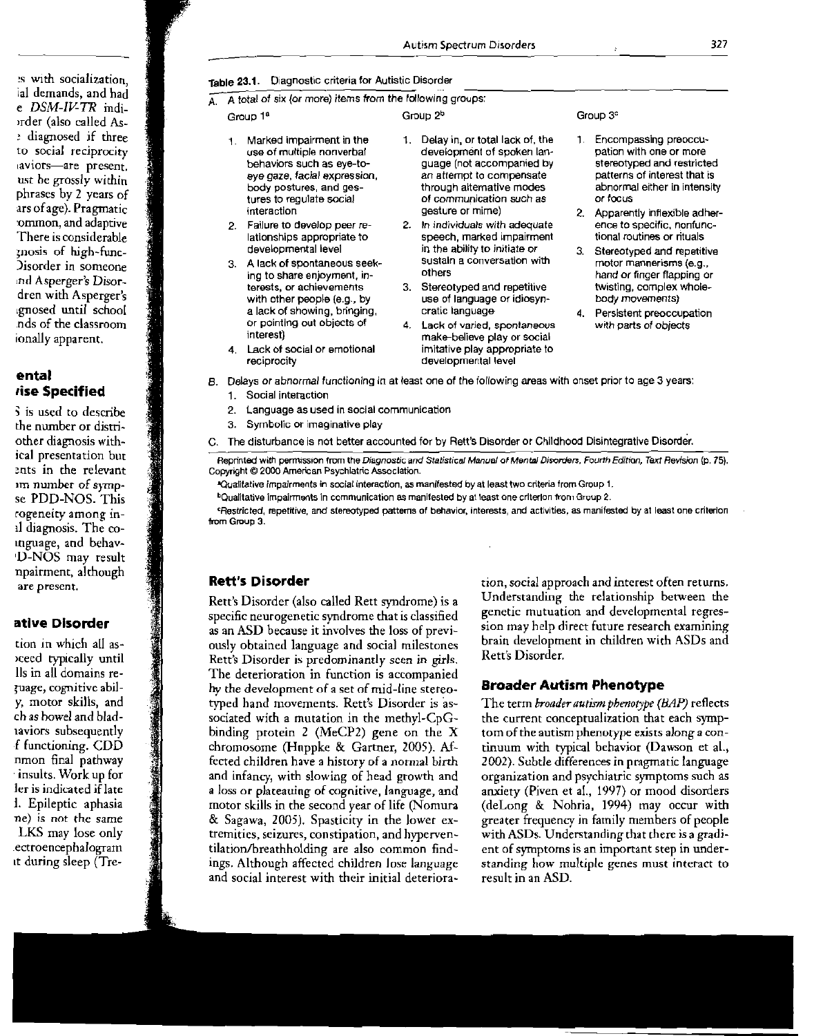**Table 23.1.** Diagnostic criteria for Autistic Disorder

A. A total of six (or more) items from the following groups:

| Group 1[a] | Group 2[b] | Group 3[c] |
|---|---|---|
| 1. Marked impairment in the use of multiple nonverbal behaviors such as eye-to-eye gaze, facial expression, body postures, and gestures to regulate social interaction | 1. Delay in, or total lack of, the development of spoken language (not accompanied by an attempt to compensate through alternative modes of communication such as gesture or mime) | 1. Encompassing preoccupation with one or more stereotyped and restricted patterns of interest that is abnormal either in intensity or focus |
| 2. Failure to develop peer relationships appropriate to developmental level | 2. In individuals with adequate speech, marked impairment in the ability to initiate or sustain a conversation with others | 2. Apparently inflexible adherence to specific, nonfunctional routines or rituals |
| 3. A lack of spontaneous seeking to share enjoyment, interests, or achievements with other people (e.g., by a lack of showing, bringing, or pointing out objects of interest) | 3. Stereotyped and repetitive use of language or idiosyncratic language | 3. Stereotyped and repetitive motor mannerisms (e.g., hand or finger flapping or twisting, complex whole-body movements) |
| 4. Lack of social or emotional reciprocity | 4. Lack of varied, spontaneous make-believe play or social imitative play appropriate to developmental level | 4. Persistent preoccupation with parts of objects |

B. Delays or abnormal functioning in at least one of the following areas with onset prior to age 3 years:

1. Social interaction
2. Language as used in social communication
3. Symbolic or imaginative play

C. The disturbance is not better accounted for by Rett's Disorder or Childhood Disintegrative Disorder.

Reprinted with permission from the *Diagnostic and Statistical Manual of Mental Disorders, Fourth Edition, Text Revision* (p. 75). Copyright © 2000 American Psychiatric Association.

[a]Qualitative impairments in social interaction, as manifested by at least two criteria from Group 1.

[b]Qualitative impairments in communication as manifested by at least one criterion from Group 2.

[c]Restricted, repetitive, and stereotyped patterns of behavior, interests, and activities, as manifested by at least one criterion from Group 3.

### Rett's Disorder

Rett's Disorder (also called Rett syndrome) is a specific neurogenetic syndrome that is classified as an ASD because it involves the loss of previously obtained language and social milestones. Rett's Disorder is predominantly seen in girls. The deterioration in function is accompanied by the development of a set of mid-line stereotyped hand movements. Rett's Disorder is associated with a mutation in the methyl-CpG-binding protein 2 (MeCP2) gene on the X chromosome (Hoppke & Gartner, 2005). Affected children have a history of a normal birth and infancy, with slowing of head growth and a loss or plateauing of cognitive, language, and motor skills in the second year of life (Nomura & Sagawa, 2005). Spasticity in the lower extremities, seizures, constipation, and hyperventilation/breathholding are also common findings. Although affected children lose language and social interest with their initial deterioration, social approach and interest often returns. Understanding the relationship between the genetic mutation and developmental regression may help direct future research examining brain development in children with ASDs and Rett's Disorder.

### Broader Autism Phenotype

The term *broader autism phenotype (BAP)* reflects the current conceptualization that each symptom of the autism phenotype exists along a continuum with typical behavior (Dawson et al., 2002). Subtle differences in pragmatic language organization and psychiatric symptoms such as anxiety (Piven et al., 1997) or mood disorders (deLong & Nohria, 1994) may occur with greater frequency in family members of people with ASDs. Understanding that there is a gradient of symptoms is an important step in understanding how multiple genes must interact to result in an ASD.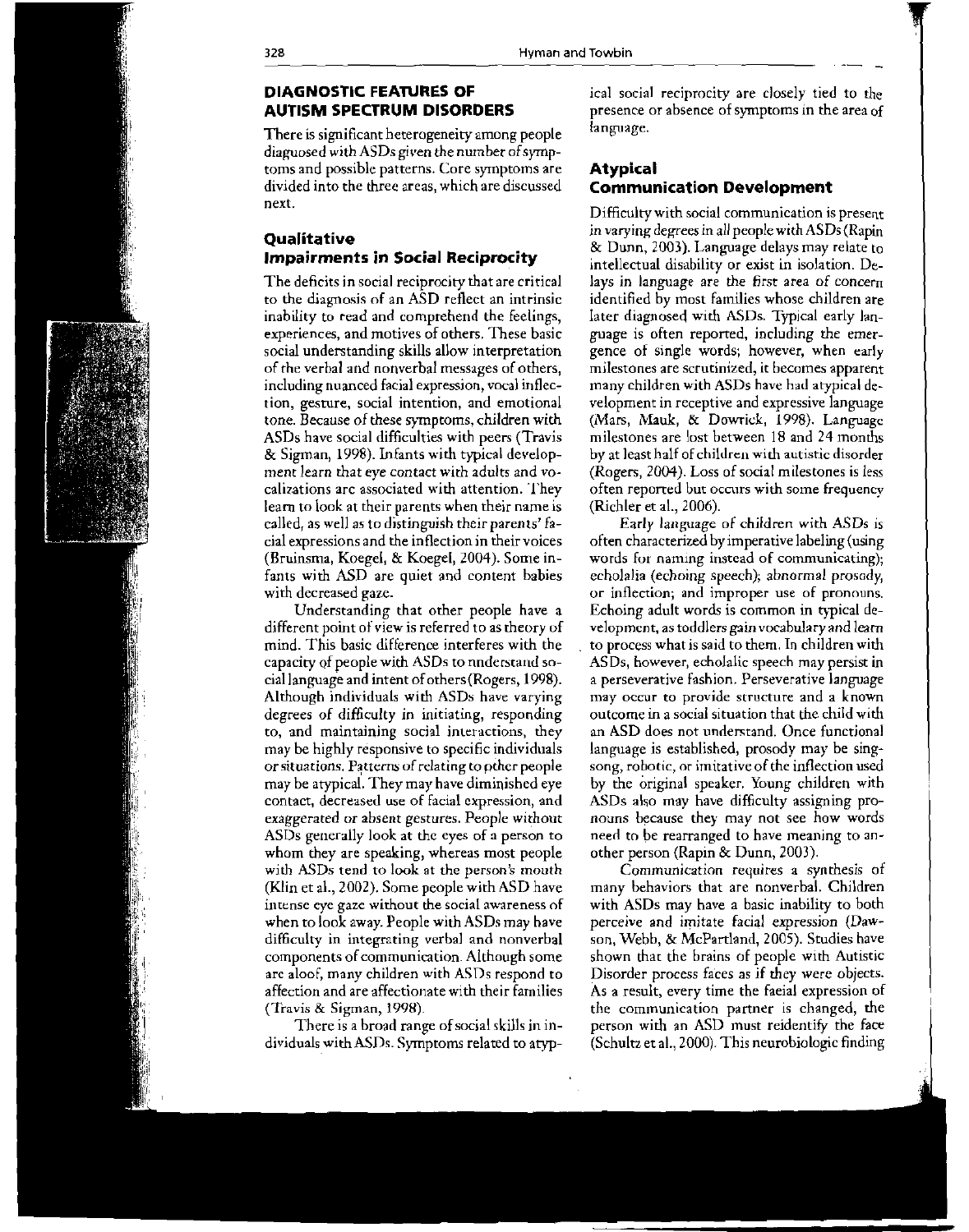## DIAGNOSTIC FEATURES OF AUTISM SPECTRUM DISORDERS

There is significant heterogeneity among people diagnosed with ASDs given the number of symptoms and possible patterns. Core symptoms are divided into the three areas, which are discussed next.

### Qualitative Impairments in Social Reciprocity

The deficits in social reciprocity that are critical to the diagnosis of an ASD reflect an intrinsic inability to read and comprehend the feelings, experiences, and motives of others. These basic social understanding skills allow interpretation of the verbal and nonverbal messages of others, including nuanced facial expression, vocal inflection, gesture, social intention, and emotional tone. Because of these symptoms, children with ASDs have social difficulties with peers (Travis & Sigman, 1998). Infants with typical development learn that eye contact with adults and vocalizations are associated with attention. They learn to look at their parents when their name is called, as well as to distinguish their parents' facial expressions and the inflection in their voices (Bruinsma, Koegel, & Koegel, 2004). Some infants with ASD are quiet and content babies with decreased gaze.

Understanding that other people have a different point of view is referred to as theory of mind. This basic difference interferes with the capacity of people with ASDs to understand social language and intent of others (Rogers, 1998). Although individuals with ASDs have varying degrees of difficulty in initiating, responding to, and maintaining social interactions, they may be highly responsive to specific individuals or situations. Patterns of relating to other people may be atypical. They may have diminished eye contact, decreased use of facial expression, and exaggerated or absent gestures. People without ASDs generally look at the eyes of a person to whom they are speaking, whereas most people with ASDs tend to look at the person's mouth (Klin et al., 2002). Some people with ASD have intense eye gaze without the social awareness of when to look away. People with ASDs may have difficulty in integrating verbal and nonverbal components of communication. Although some are aloof, many children with ASDs respond to affection and are affectionate with their families (Travis & Sigman, 1998).

There is a broad range of social skills in individuals with ASDs. Symptoms related to atypical social reciprocity are closely tied to the presence or absence of symptoms in the area of language.

### Atypical Communication Development

Difficulty with social communication is present in varying degrees in all people with ASDs (Rapin & Dunn, 2003). Language delays may relate to intellectual disability or exist in isolation. Delays in language are the first area of concern identified by most families whose children are later diagnosed with ASDs. Typical early language is often reported, including the emergence of single words; however, when early milestones are scrutinized, it becomes apparent many children with ASDs have had atypical development in receptive and expressive language (Mars, Mauk, & Dowrick, 1998). Language milestones are lost between 18 and 24 months by at least half of children with autistic disorder (Rogers, 2004). Loss of social milestones is less often reported but occurs with some frequency (Richler et al., 2006).

Early language of children with ASDs is often characterized by imperative labeling (using words for naming instead of communicating); echolalia (echoing speech); abnormal prosody, or inflection; and improper use of pronouns. Echoing adult words is common in typical development, as toddlers gain vocabulary and learn to process what is said to them. In children with ASDs, however, echolalic speech may persist in a perseverative fashion. Perseverative language may occur to provide structure and a known outcome in a social situation that the child with an ASD does not understand. Once functional language is established, prosody may be singsong, robotic, or imitative of the inflection used by the original speaker. Young children with ASDs also may have difficulty assigning pronouns because they may not see how words need to be rearranged to have meaning to another person (Rapin & Dunn, 2003).

Communication requires a synthesis of many behaviors that are nonverbal. Children with ASDs may have a basic inability to both perceive and imitate facial expression (Dawson, Webb, & McPartland, 2005). Studies have shown that the brains of people with Autistic Disorder process faces as if they were objects. As a result, every time the facial expression of the communication partner is changed, the person with an ASD must reidentify the face (Schultz et al., 2000). This neurobiologic finding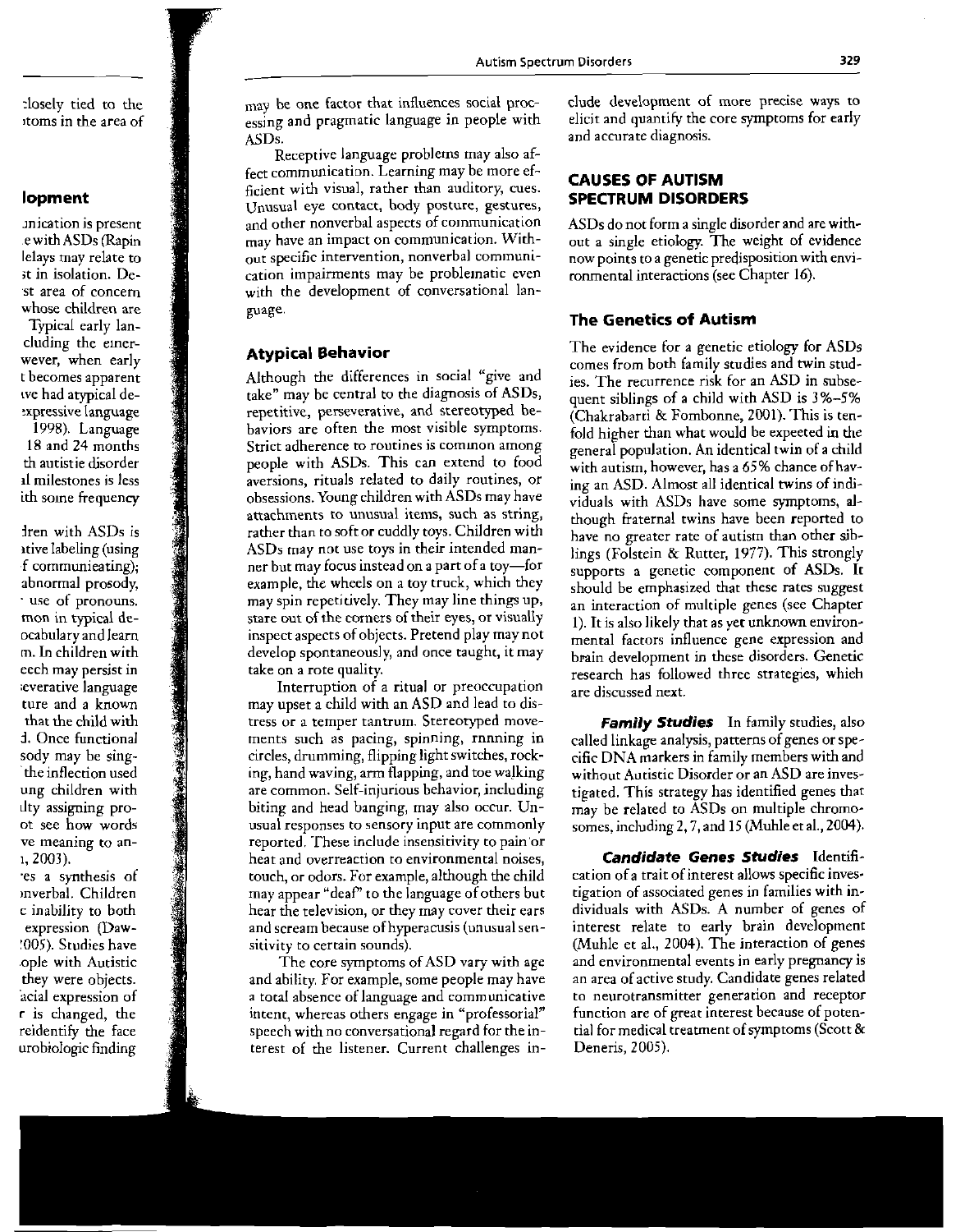may be one factor that influences social processing and pragmatic language in people with ASDs.

Receptive language problems may also affect communication. Learning may be more efficient with visual, rather than auditory, cues. Unusual eye contact, body posture, gestures, and other nonverbal aspects of communication may have an impact on communication. Without specific intervention, nonverbal communication impairments may be problematic even with the development of conversational language.

### Atypical Behavior

Although the differences in social "give and take" may be central to the diagnosis of ASDs, repetitive, perseverative, and stereotyped behaviors are often the most visible symptoms. Strict adherence to routines is common among people with ASDs. This can extend to food aversions, rituals related to daily routines, or obsessions. Young children with ASDs may have attachments to unusual items, such as string, rather than to soft or cuddly toys. Children with ASDs may not use toys in their intended manner but may focus instead on a part of a toy—for example, the wheels on a toy truck, which they may spin repetitively. They may line things up, stare out of the corners of their eyes, or visually inspect aspects of objects. Pretend play may not develop spontaneously, and once taught, it may take on a rote quality.

Interruption of a ritual or preoccupation may upset a child with an ASD and lead to distress or a temper tantrum. Stereotyped movements such as pacing, spinning, running in circles, drumming, flipping light switches, rocking, hand waving, arm flapping, and toe walking are common. Self-injurious behavior, including biting and head banging, may also occur. Unusual responses to sensory input are commonly reported. These include insensitivity to pain or heat and overreaction to environmental noises, touch, or odors. For example, although the child may appear "deaf" to the language of others but hear the television, or they may cover their ears and scream because of hyperacusis (unusual sensitivity to certain sounds).

The core symptoms of ASD vary with age and ability. For example, some people may have a total absence of language and communicative intent, whereas others engage in "professorial" speech with no conversational regard for the interest of the listener. Current challenges include development of more precise ways to elicit and quantify the core symptoms for early and accurate diagnosis.

## CAUSES OF AUTISM SPECTRUM DISORDERS

ASDs do not form a single disorder and are without a single etiology. The weight of evidence now points to a genetic predisposition with environmental interactions (see Chapter 16).

### The Genetics of Autism

The evidence for a genetic etiology for ASDs comes from both family studies and twin studies. The recurrence risk for an ASD in subsequent siblings of a child with ASD is 3%–5% (Chakrabarti & Fombonne, 2001). This is tenfold higher than what would be expected in the general population. An identical twin of a child with autism, however, has a 65% chance of having an ASD. Almost all identical twins of individuals with ASDs have some symptoms, although fraternal twins have been reported to have no greater rate of autism than other siblings (Folstein & Rutter, 1977). This strongly supports a genetic component of ASDs. It should be emphasized that these rates suggest an interaction of multiple genes (see Chapter 1). It is also likely that as yet unknown environmental factors influence gene expression and brain development in these disorders. Genetic research has followed three strategies, which are discussed next.

***Family Studies*** In family studies, also called linkage analysis, patterns of genes or specific DNA markers in family members with and without Autistic Disorder or an ASD are investigated. This strategy has identified genes that may be related to ASDs on multiple chromosomes, including 2, 7, and 15 (Muhle et al., 2004).

***Candidate Genes Studies*** Identification of a trait of interest allows specific investigation of associated genes in families with individuals with ASDs. A number of genes of interest relate to early brain development (Muhle et al., 2004). The interaction of genes and environmental events in early pregnancy is an area of active study. Candidate genes related to neurotransmitter generation and receptor function are of great interest because of potential for medical treatment of symptoms (Scott & Deneris, 2005).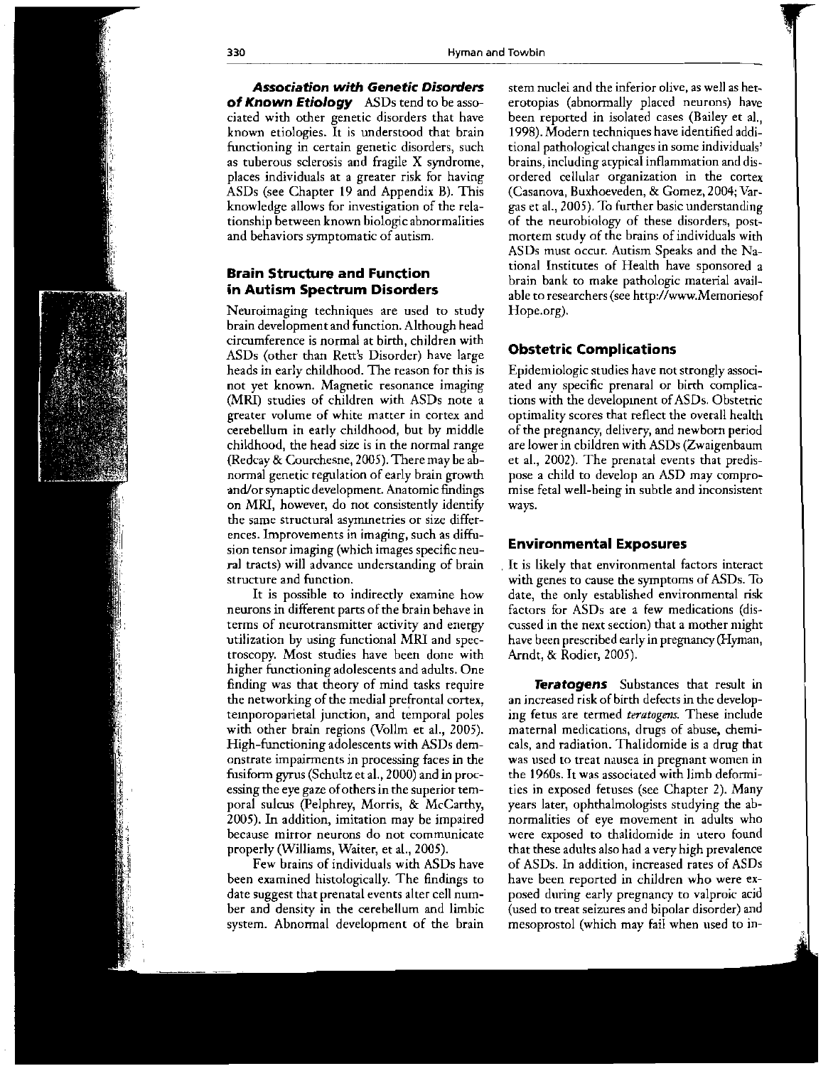***Association with Genetic Disorders of Known Etiology*** ASDs tend to be associated with other genetic disorders that have known etiologies. It is understood that brain functioning in certain genetic disorders, such as tuberous sclerosis and fragile X syndrome, places individuals at a greater risk for having ASDs (see Chapter 19 and Appendix B). This knowledge allows for investigation of the relationship between known biologic abnormalities and behaviors symptomatic of autism.

## Brain Structure and Function in Autism Spectrum Disorders

Neuroimaging techniques are used to study brain development and function. Although head circumference is normal at birth, children with ASDs (other than Rett's Disorder) have large heads in early childhood. The reason for this is not yet known. Magnetic resonance imaging (MRI) studies of children with ASDs note a greater volume of white matter in cortex and cerebellum in early childhood, but by middle childhood, the head size is in the normal range (Redcay & Courchesne, 2005). There may be abnormal genetic regulation of early brain growth and/or synaptic development. Anatomic findings on MRI, however, do not consistently identify the same structural asymmetries or size differences. Improvements in imaging, such as diffusion tensor imaging (which images specific neural tracts) will advance understanding of brain structure and function.

It is possible to indirectly examine how neurons in different parts of the brain behave in terms of neurotransmitter activity and energy utilization by using functional MRI and spectroscopy. Most studies have been done with higher functioning adolescents and adults. One finding was that theory of mind tasks require the networking of the medial prefrontal cortex, temporoparietal junction, and temporal poles with other brain regions (Vollm et al., 2005). High-functioning adolescents with ASDs demonstrate impairments in processing faces in the fusiform gyrus (Schultz et al., 2000) and in processing the eye gaze of others in the superior temporal sulcus (Pelphrey, Morris, & McCarthy, 2005). In addition, imitation may be impaired because mirror neurons do not communicate properly (Williams, Waiter, et al., 2005).

Few brains of individuals with ASDs have been examined histologically. The findings to date suggest that prenatal events alter cell number and density in the cerebellum and limbic system. Abnormal development of the brain stem nuclei and the inferior olive, as well as heterotopias (abnormally placed neurons) have been reported in isolated cases (Bailey et al., 1998). Modern techniques have identified additional pathological changes in some individuals' brains, including atypical inflammation and disordered cellular organization in the cortex (Casanova, Buxhoeveden, & Gomez, 2004; Vargas et al., 2005). To further basic understanding of the neurobiology of these disorders, postmortem study of the brains of individuals with ASDs must occur. Autism Speaks and the National Institutes of Health have sponsored a brain bank to make pathologic material available to researchers (see http://www.MemoriesofHope.org).

## Obstetric Complications

Epidemiologic studies have not strongly associated any specific prenaral or birth complications with the development of ASDs. Obstetric optimality scores that reflect the overall health of the pregnancy, delivery, and newborn period are lower in children with ASDs (Zwaigenbaum et al., 2002). The prenatal events that predispose a child to develop an ASD may compromise fetal well-being in subtle and inconsistent ways.

## Environmental Exposures

It is likely that environmental factors interact with genes to cause the symptoms of ASDs. To date, the only established environmental risk factors for ASDs are a few medications (discussed in the next section) that a mother might have been prescribed early in pregnancy (Hyman, Arndt, & Rodier, 2005).

***Teratogens*** Substances that result in an increased risk of birth defects in the developing fetus are termed *teratogens.* These include maternal medications, drugs of abuse, chemicals, and radiation. Thalidomide is a drug that was used to treat nausea in pregnant women in the 1960s. It was associated with limb deformities in exposed fetuses (see Chapter 2). Many years later, ophthalmologists studying the abnormalities of eye movement in adults who were exposed to thalidomide in utero found that these adults also had a very high prevalence of ASDs. In addition, increased rates of ASDs have been reported in children who were exposed during early pregnancy to valproic acid (used to treat seizures and bipolar disorder) and mesoprostol (which may fail when used to in-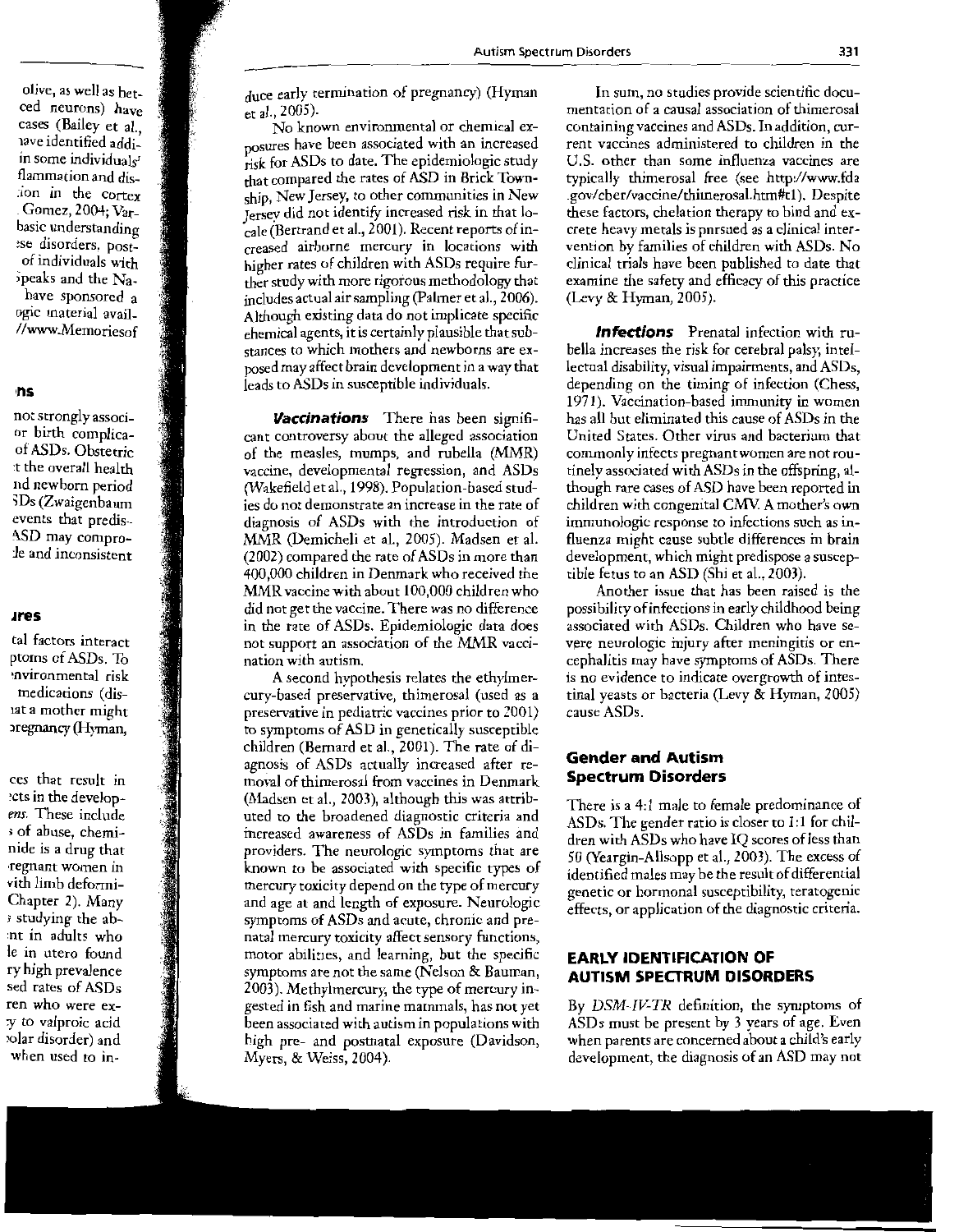duce early termination of pregnancy) (Hyman et al., 2005).

No known environmental or chemical exposures have been associated with an increased risk for ASDs to date. The epidemiologic study that compared the rates of ASD in Brick Township, New Jersey, to other communities in New Jersey did not identify increased risk in that locale (Bertrand et al., 2001). Recent reports of increased airborne mercury in locations with higher rates of children with ASDs require further study with more rigorous methodology that includes actual air sampling (Palmer et al., 2006). Although existing data do not implicate specific chemical agents, it is certainly plausible that substances to which mothers and newborns are exposed may affect brain development in a way that leads to ASDs in susceptible individuals.

***Vaccinations*** There has been significant controversy about the alleged association of the measles, mumps, and rubella (MMR) vaccine, developmental regression, and ASDs (Wakefield et al., 1998). Population-based studies do not demonstrate an increase in the rate of diagnosis of ASDs with the introduction of MMR (Demicheli et al., 2005). Madsen et al. (2002) compared the rate of ASDs in more than 400,000 children in Denmark who received the MMR vaccine with about 100,000 children who did not get the vaccine. There was no difference in the rate of ASDs. Epidemiologic data does not support an association of the MMR vaccination with autism.

A second hypothesis relates the ethylmercury-based preservative, thimerosal (used as a preservative in pediatric vaccines prior to 2001) to symptoms of ASD in genetically susceptible children (Bernard et al., 2001). The rate of diagnosis of ASDs actually increased after removal of thimerosal from vaccines in Denmark (Madsen et al., 2003), although this was attributed to the broadened diagnostic criteria and increased awareness of ASDs in families and providers. The neurologic symptoms that are known to be associated with specific types of mercury toxicity depend on the type of mercury and age at and length of exposure. Neurologic symptoms of ASDs and acute, chronic and prenatal mercury toxicity affect sensory functions, motor abilities, and learning, but the specific symptoms are not the same (Nelson & Bauman, 2003). Methylmercury, the type of mercury ingested in fish and marine mammals, has not yet been associated with autism in populations with high pre- and postnatal exposure (Davidson, Myers, & Weiss, 2004).

In sum, no studies provide scientific documentation of a causal association of thimerosal containing vaccines and ASDs. In addition, current vaccines administered to children in the U.S. other than some influenza vaccines are typically thimerosal free (see http://www.fda.gov/cber/vaccine/thimerosal.htm#t1). Despite these factors, chelation therapy to bind and excrete heavy metals is pursued as a clinical intervention by families of children with ASDs. No clinical trials have been published to date that examine the safety and efficacy of this practice (Levy & Hyman, 2005).

***Infections*** Prenatal infection with rubella increases the risk for cerebral palsy, intellectual disability, visual impairments, and ASDs, depending on the timing of infection (Chess, 1971). Vaccination-based immunity in women has all but eliminated this cause of ASDs in the United States. Other virus and bacterium that commonly infects pregnant women are not routinely associated with ASDs in the offspring, although rare cases of ASD have been reported in children with congenital CMV. A mother's own immunologic response to infections such as influenza might cause subtle differences in brain development, which might predispose a susceptible fetus to an ASD (Shi et al., 2003).

Another issue that has been raised is the possibility of infections in early childhood being associated with ASDs. Children who have severe neurologic injury after meningitis or encephalitis may have symptoms of ASDs. There is no evidence to indicate overgrowth of intestinal yeasts or bacteria (Levy & Hyman, 2005) cause ASDs.

### Gender and Autism Spectrum Disorders

There is a 4:1 male to female predominance of ASDs. The gender ratio is closer to 1:1 for children with ASDs who have IQ scores of less than 50 (Yeargin-Allsopp et al., 2003). The excess of identified males may be the result of differential genetic or hormonal susceptibility, teratogenic effects, or application of the diagnostic criteria.

## EARLY IDENTIFICATION OF AUTISM SPECTRUM DISORDERS

By *DSM-IV-TR* definition, the symptoms of ASDs must be present by 3 years of age. Even when parents are concerned about a child's early development, the diagnosis of an ASD may not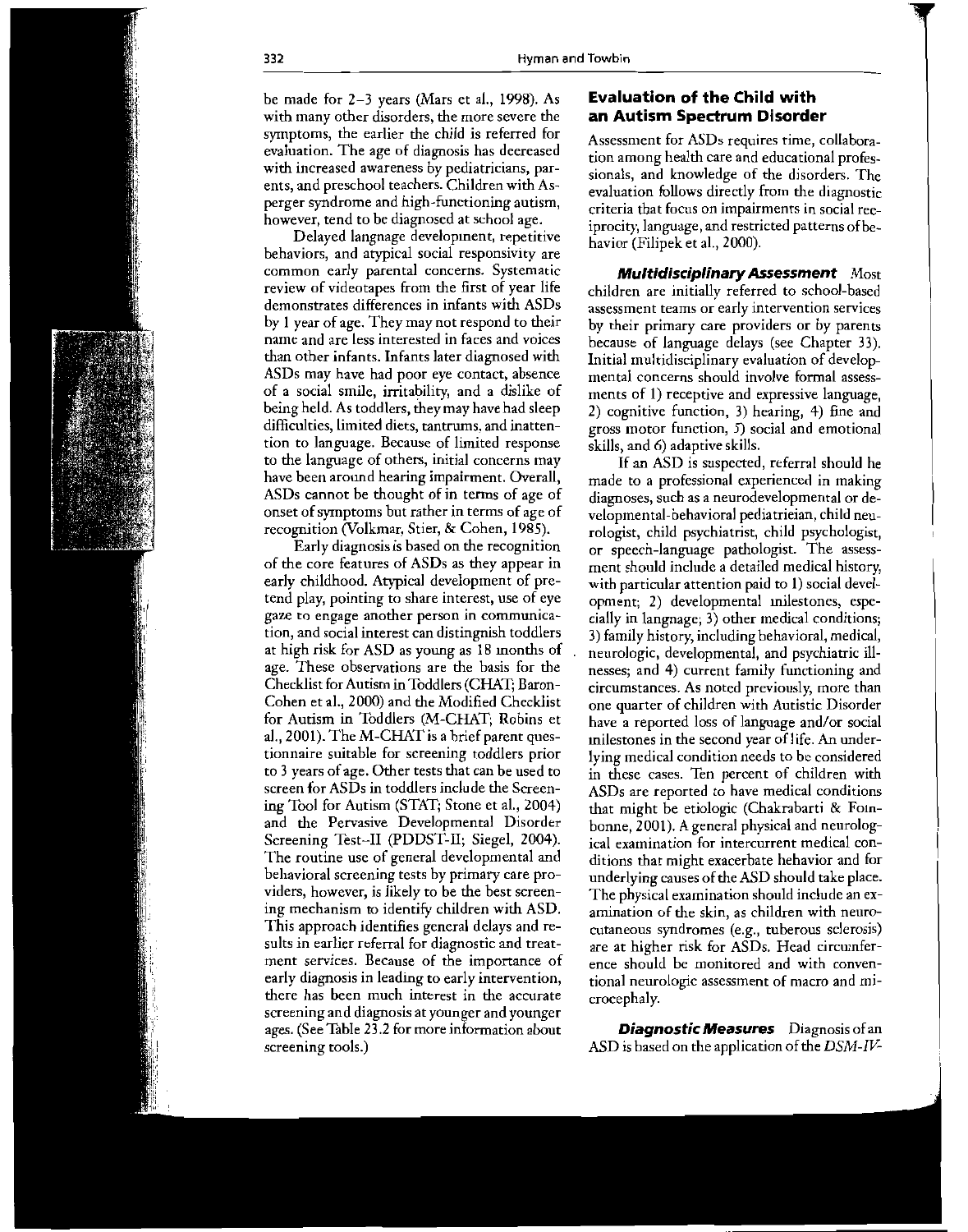be made for 2–3 years (Mars et al., 1998). As with many other disorders, the more severe the symptoms, the earlier the child is referred for evaluation. The age of diagnosis has decreased with increased awareness by pediatricians, parents, and preschool teachers. Children with Asperger syndrome and high-functioning autism, however, tend to be diagnosed at school age.

Delayed langnage development, repetitive behaviors, and atypical social responsivity are common early parental concerns. Systematic review of videotapes from the first of year life demonstrates differences in infants with ASDs by 1 year of age. They may not respond to their name and are less interested in faces and voices than other infants. Infants later diagnosed with ASDs may have had poor eye contact, absence of a social smile, irritability, and a dislike of being held. As toddlers, they may have had sleep difficulties, limited diets, tantrums, and inattention to language. Because of limited response to the language of others, initial concerns may have been around hearing impairment. Overall, ASDs cannot be thought of in terms of age of onset of symptoms but rather in terms of age of recognition (Volkmar, Stier, & Cohen, 1985).

Early diagnosis is based on the recognition of the core features of ASDs as they appear in early childhood. Atypical development of pretend play, pointing to share interest, use of eye gaze to engage another person in communication, and social interest can distingnish toddlers at high risk for ASD as young as 18 months of age. These observations are the basis for the Checklist for Autism in Toddlers (CHAT; Baron-Cohen et al., 2000) and the Modified Checklist for Autism in Toddlers (M-CHAT; Robins et al., 2001). The M-CHAT is a brief parent questionnaire suitable for screening toddlers prior to 3 years of age. Other tests that can be used to screen for ASDs in toddlers include the Screening Tool for Autism (STAT; Stone et al., 2004) and the Pervasive Developmental Disorder Screening Test–II (PDDST-II; Siegel, 2004). The routine use of general developmental and behavioral screening tests by primary care providers, however, is likely to be the best screening mechanism to identify children with ASD. This approach identifies general delays and results in earlier referral for diagnostic and treatment services. Because of the importance of early diagnosis in leading to early intervention, there has been much interest in the accurate screening and diagnosis at younger and younger ages. (See Table 23.2 for more information about screening tools.)

## Evaluation of the Child with an Autism Spectrum Disorder

Assessment for ASDs requires time, collaboration among health care and educational professionals, and knowledge of the disorders. The evaluation follows directly from the diagnostic criteria that focus on impairments in social reciprocity, language, and restricted patterns of behavior (Filipek et al., 2000).

***Multidisciplinary Assessment*** Most children are initially referred to school-based assessment teams or early intervention services by their primary care providers or by parents because of language delays (see Chapter 33). Initial multidisciplinary evaluation of developmental concerns should involve formal assessments of 1) receptive and expressive language, 2) cognitive function, 3) hearing, 4) fine and gross motor function, 5) social and emotional skills, and 6) adaptive skills.

If an ASD is suspected, referral should he made to a professional experienced in making diagnoses, such as a neurodevelopmental or developmental-behavioral pediatrician, child neurologist, child psychiatrist, child psychologist, or speech-language pathologist. The assessment should include a detailed medical history, with particular attention paid to 1) social development; 2) developmental milestones, especially in langnage; 3) other medical conditions; 3) family history, including behavioral, medical, neurologic, developmental, and psychiatric illnesses; and 4) current family functioning and circumstances. As noted previously, more than one quarter of children with Autistic Disorder have a reported loss of language and/or social milestones in the second year of life. An underlying medical condition needs to be considered in these cases. Ten percent of children with ASDs are reported to have medical conditions that might be etiologic (Chakrabarti & Fombonne, 2001). A general physical and neurological examination for intercurrent medical conditions that might exacerbate behavior and for underlying causes of the ASD should take place. The physical examination should include an examination of the skin, as children with neurocutaneous syndromes (e.g., tuberous sclerosis) are at higher risk for ASDs. Head circumference should be monitored and with conventional neurologic assessment of macro and microcephaly.

***Diagnostic Measures*** Diagnosis of an ASD is based on the application of the *DSM-IV-*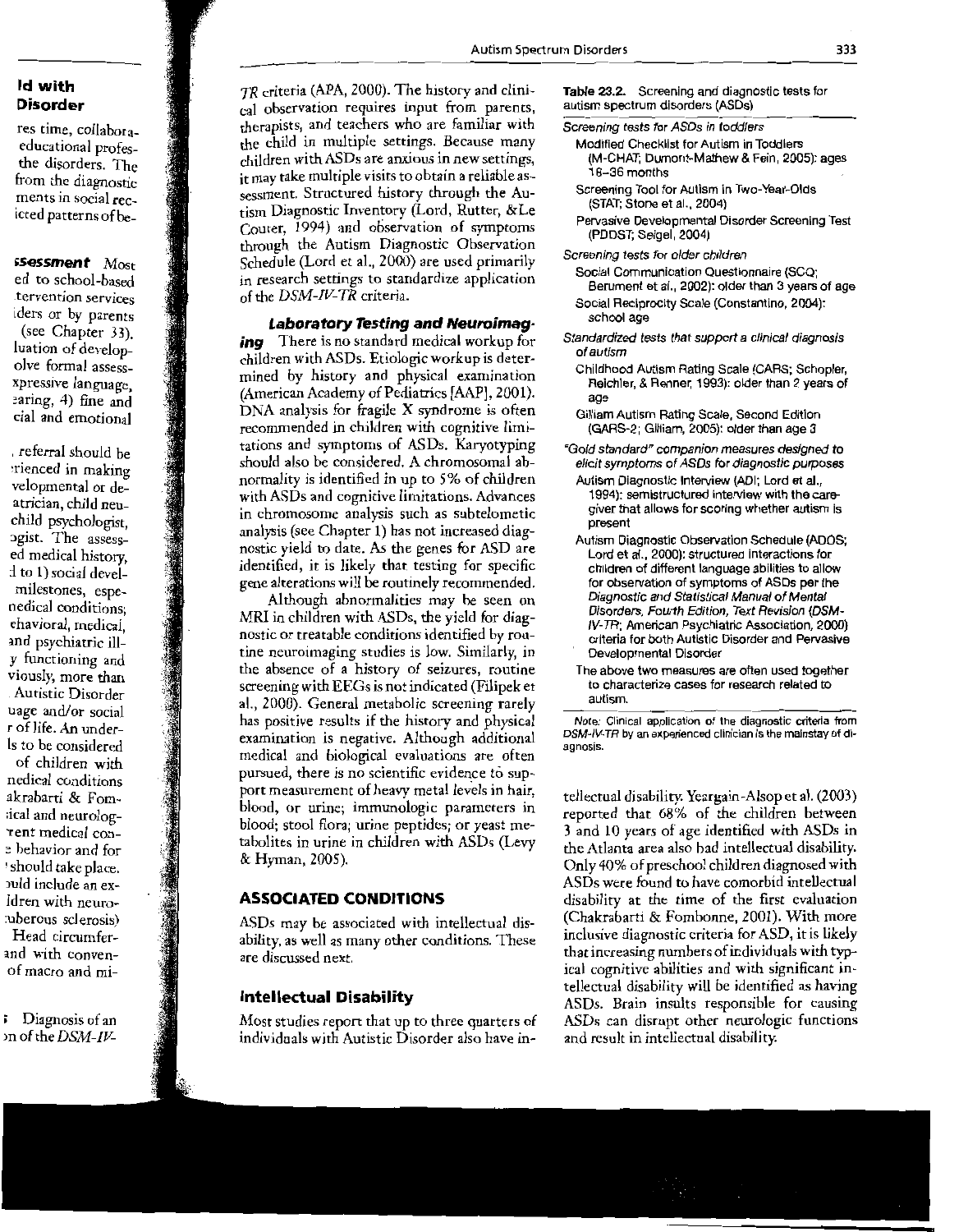*TR* criteria (APA, 2000). The history and clinical observation requires input from parents, therapists, and teachers who are familiar with the child in multiple settings. Because many children with ASDs are anxious in new settings, it may take multiple visits to obtain a reliable assessment. Structured history through the Autism Diagnostic Inventory (Lord, Rutter, & Le Couter, 1994) and observation of symptoms through the Autism Diagnostic Observation Schedule (Lord et al., 2000) are used primarily in research settings to standardize application of the *DSM-IV-TR* criteria.

***Laboratory Testing and Neuroimaging*** There is no standard medical workup for children with ASDs. Etiologic workup is determined by history and physical examination (American Academy of Pediatrics [AAP], 2001). DNA analysis for fragile X syndrome is often recommended in children with cognitive limitations and symptoms of ASDs. Karyotyping should also be considered. A chromosomal abnormality is identified in up to 5% of children with ASDs and cognitive limitations. Advances in chromosome analysis such as subtelomeric analysis (see Chapter 1) has not increased diagnostic yield to date. As the genes for ASD are identified, it is likely that testing for specific gene alterations will be routinely recommended.

Although abnormalities may be seen on MRI in children with ASDs, the yield for diagnostic or treatable conditions identified by routine neuroimaging studies is low. Similarly, in the absence of a history of seizures, routine screening with EEGs is not indicated (Filipek et al., 2000). General metabolic screening rarely has positive results if the history and physical examination is negative. Although additional medical and biological evaluations are often pursued, there is no scientific evidence to support measurement of heavy metal levels in hair, blood, or urine; immunologic parameters in blood; stool flora; urine peptides; or yeast metabolites in urine in children with ASDs (Levy & Hyman, 2005).

## ASSOCIATED CONDITIONS

ASDs may be associated with intellectual disability, as well as many other conditions. These are discussed next.

### Intellectual Disability

Most studies report that up to three quarters of individuals with Autistic Disorder also have intellectual disability. Yeargain-Alsop et al. (2003) reported that 68% of the children between 3 and 10 years of age identified with ASDs in the Atlanta area also had intellectual disability. Only 40% of preschool children diagnosed with ASDs were found to have comorbid intellectual disability at the time of the first evaluation (Chakrabarti & Fombonne, 2001). With more inclusive diagnostic criteria for ASD, it is likely that increasing numbers of individuals with typical cognitive abilities and with significant intellectual disability will be identified as having ASDs. Brain insults responsible for causing ASDs can disrupt other neurologic functions and result in intellectual disability.

**Table 23.2.** Screening and diagnostic tests for autism spectrum disorders (ASDs)

*Screening tests for ASDs in toddlers*

- Modified Checklist for Autism in Toddlers (M-CHAT; Dumont-Mathew & Fein, 2005): ages 16–36 months
- Screening Tool for Autism in Two-Year-Olds (STAT; Stone et al., 2004)
- Pervasive Developmental Disorder Screening Test (PDDST; Seigel, 2004)

*Screening tests for older children*

- Social Communication Questionnaire (SCQ; Berument et al., 2002): older than 3 years of age
- Social Reciprocity Scale (Constantino, 2004): school age

*Standardized tests that support a clinical diagnosis of autism*

- Childhood Autism Rating Scale (CARS; Schopler, Reichler, & Renner, 1993): older than 2 years of age
- Gilliam Autism Rating Scale, Second Edition (GARS-2; Gilliam, 2005): older than age 3

*"Gold standard" companion measures designed to elicit symptoms of ASDs for diagnostic purposes*

- Autism Diagnostic Interview (ADI; Lord et al., 1994): semistructured interview with the caregiver that allows for scoring whether autism is present
- Autism Diagnostic Observation Schedule (ADOS; Lord et al., 2000): structured interactions for children of different language abilities to allow for observation of symptoms of ASDs per the *Diagnostic and Statistical Manual of Mental Disorders, Fourth Edition, Text Revision* (DSM-IV-TR; American Psychiatric Association, 2000) criteria for both Autistic Disorder and Pervasive Developmental Disorder
- The above two measures are often used together to characterize cases for research related to autism.

*Note:* Clinical application of the diagnostic criteria from *DSM-IV-TR* by an experienced clinician is the mainstay of diagnosis.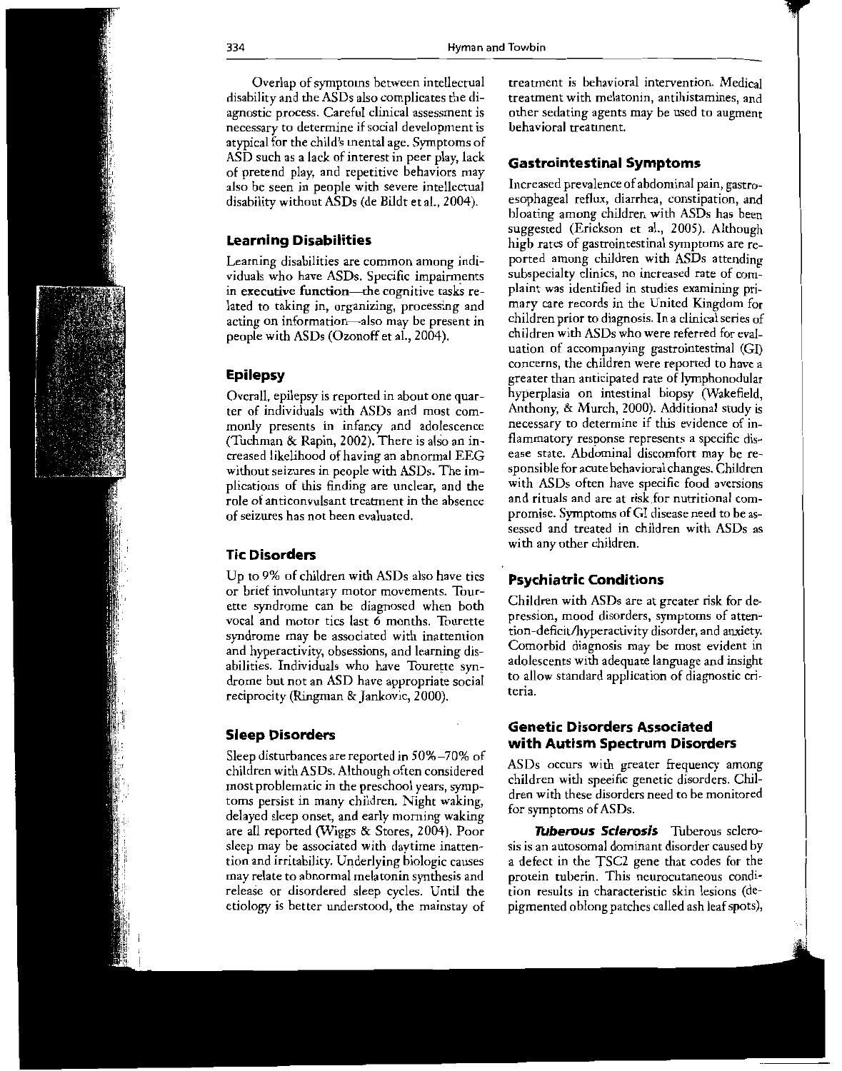Overlap of symptoms between intellectual disability and the ASDs also complicates the diagnostic process. Careful clinical assessment is necessary to determine if social development is atypical for the child's mental age. Symptoms of ASD such as a lack of interest in peer play, lack of pretend play, and repetitive behaviors may also be seen in people with severe intellectual disability without ASDs (de Bildt et al., 2004).

## Learning Disabilities

Learning disabilities are common among individuals who have ASDs. Specific impairments in executive function—the cognitive tasks related to taking in, organizing, processing and acting on information—also may be present in people with ASDs (Ozonoff et al., 2004).

## Epilepsy

Overall, epilepsy is reported in about one quarter of individuals with ASDs and most commonly presents in infancy and adolescence (Tuchman & Rapin, 2002). There is also an increased likelihood of having an abnormal EEG without seizures in people with ASDs. The implications of this finding are unclear, and the role of anticonvulsant treatment in the absence of seizures has not been evaluated.

## Tic Disorders

Up to 9% of children with ASDs also have tics or brief involuntary motor movements. Tourette syndrome can be diagnosed when both vocal and motor tics last 6 months. Tourette syndrome may be associated with inattention and hyperactivity, obsessions, and learning disabilities. Individuals who have Tourette syndrome but not an ASD have appropriate social reciprocity (Ringman & Jankovic, 2000).

## Sleep Disorders

Sleep disturbances are reported in 50%–70% of children with ASDs. Although often considered most problematic in the preschool years, symptoms persist in many children. Night waking, delayed sleep onset, and early morning waking are all reported (Wiggs & Stores, 2004). Poor sleep may be associated with daytime inattention and irritability. Underlying biologic causes may relate to abnormal melatonin synthesis and release or disordered sleep cycles. Until the etiology is better understood, the mainstay of treatment is behavioral intervention. Medical treatment with melatonin, antihistamines, and other sedating agents may be used to augment behavioral treatment.

## Gastrointestinal Symptoms

Increased prevalence of abdominal pain, gastroesophageal reflux, diarrhea, constipation, and bloating among children with ASDs has been suggested (Erickson et al., 2005). Although high rates of gastrointestinal symptoms are reported among children with ASDs attending subspecialty clinics, no increased rate of complaint was identified in studies examining primary care records in the United Kingdom for children prior to diagnosis. In a clinical series of children with ASDs who were referred for evaluation of accompanying gastrointestinal (GI) concerns, the children were reported to have a greater than anticipated rate of lymphonodular hyperplasia on intestinal biopsy (Wakefield, Anthony, & Murch, 2000). Additional study is necessary to determine if this evidence of inflammatory response represents a specific disease state. Abdominal discomfort may be responsible for acute behavioral changes. Children with ASDs often have specific food aversions and rituals and are at risk for nutritional compromise. Symptoms of GI disease need to be assessed and treated in children with ASDs as with any other children.

## Psychiatric Conditions

Children with ASDs are at greater risk for depression, mood disorders, symptoms of attention-deficit/hyperactivity disorder, and anxiety. Comorbid diagnosis may be most evident in adolescents with adequate language and insight to allow standard application of diagnostic criteria.

## Genetic Disorders Associated with Autism Spectrum Disorders

ASDs occurs with greater frequency among children with specific genetic disorders. Children with these disorders need to be monitored for symptoms of ASDs.

***Tuberous Sclerosis*** Tuberous sclerosis is an autosomal dominant disorder caused by a defect in the TSC2 gene that codes for the protein tuberin. This neurocutaneous condition results in characteristic skin lesions (depigmented oblong patches called ash leaf spots),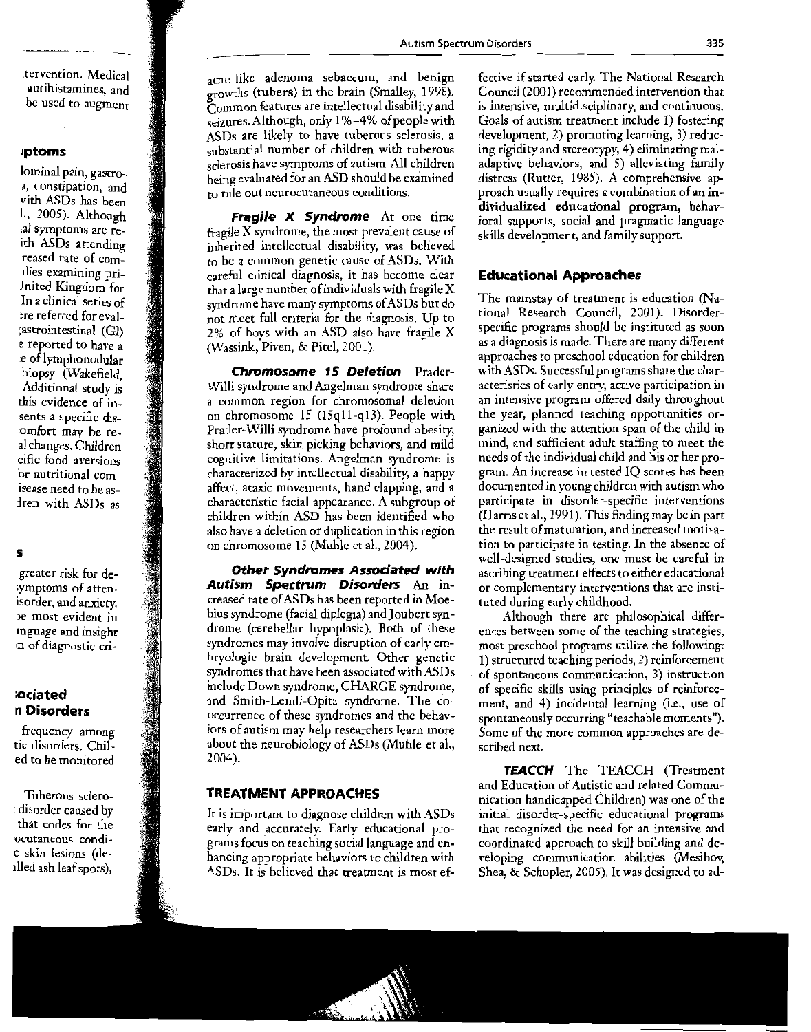acne-like adenoma sebaceum, and benign growths (tubers) in the brain (Smalley, 1998). Common features are intellectual disability and seizures. Although, only 1%–4% of people with ASDs are likely to have tuberous sclerosis, a substantial number of children with tuberous sclerosis have symptoms of autism. All children being evaluated for an ASD should be examined to rule out neurocutaneous conditions.

***Fragile X Syndrome*** At one time fragile X syndrome, the most prevalent cause of inherited intellectual disability, was believed to be a common genetic cause of ASDs. With careful clinical diagnosis, it has become clear that a large number of individuals with fragile X syndrome have many symptoms of ASDs but do not meet full criteria for the diagnosis. Up to 2% of boys with an ASD also have fragile X (Wassink, Piven, & Pitel, 2001).

***Chromosome 15 Deletion*** Prader-Willi syndrome and Angelman syndrome share a common region for chromosomal deletion on chromosome 15 (15q11-q13). People with Prader-Willi syndrome have profound obesity, short stature, skin picking behaviors, and mild cognitive limitations. Angelman syndrome is characterized by intellectual disability, a happy affect, ataxic movements, hand clapping, and a characteristic facial appearance. A subgroup of children within ASD has been identified who also have a deletion or duplication in this region on chromosome 15 (Muhle et al., 2004).

***Other Syndromes Associated with Autism Spectrum Disorders*** An increased rate of ASDs has been reported in Moebius syndrome (facial diplegia) and Joubert syndrome (cerebellar hypoplasia). Both of these syndromes may involve disruption of early embryologic brain development. Other genetic syndromes that have been associated with ASDs include Down syndrome, CHARGE syndrome, and Smith-Lemli-Opitz syndrome. The co-occurrence of these syndromes and the behaviors of autism may help researchers learn more about the neurobiology of ASDs (Muhle et al., 2004).

## TREATMENT APPROACHES

It is important to diagnose children with ASDs early and accurately. Early educational programs focus on teaching social language and enhancing appropriate behaviors to children with ASDs. It is believed that treatment is most effective if started early. The National Research Council (2001) recommended intervention that is intensive, multidisciplinary, and continuous. Goals of autism treatment include 1) fostering development, 2) promoting learning, 3) reducing rigidity and stereotypy, 4) eliminating maladaptive behaviors, and 5) alleviating family distress (Rutter, 1985). A comprehensive approach usually requires a combination of an **individualized educational program**, behavioral supports, social and pragmatic language skills development, and family support.

### Educational Approaches

The mainstay of treatment is education (National Research Council, 2001). Disorder-specific programs should be instituted as soon as a diagnosis is made. There are many different approaches to preschool education for children with ASDs. Successful programs share the characteristics of early entry, active participation in an intensive program offered daily throughout the year, planned teaching opportunities organized with the attention span of the child in mind, and sufficient adult staffing to meet the needs of the individual child and his or her program. An increase in tested IQ scores has been documented in young children with autism who participate in disorder-specific interventions (Harris et al., 1991). This finding may be in part the result of maturation, and increased motivation to participate in testing. In the absence of well-designed studies, one must be careful in ascribing treatment effects to either educational or complementary interventions that are instituted during early childhood.

Although there are philosophical differences between some of the teaching strategies, most preschool programs utilize the following: 1) structured teaching periods, 2) reinforcement of spontaneous communication, 3) instruction of specific skills using principles of reinforcement, and 4) incidental learning (i.e., use of spontaneously occurring "teachable moments"). Some of the more common approaches are described next.

***TEACCH*** The TEACCH (Treatment and Education of Autistic and related Communication handicapped Children) was one of the initial disorder-specific educational programs that recognized the need for an intensive and coordinated approach to skill building and developing communication abilities (Mesibov, Shea, & Schopler, 2005). It was designed to ad-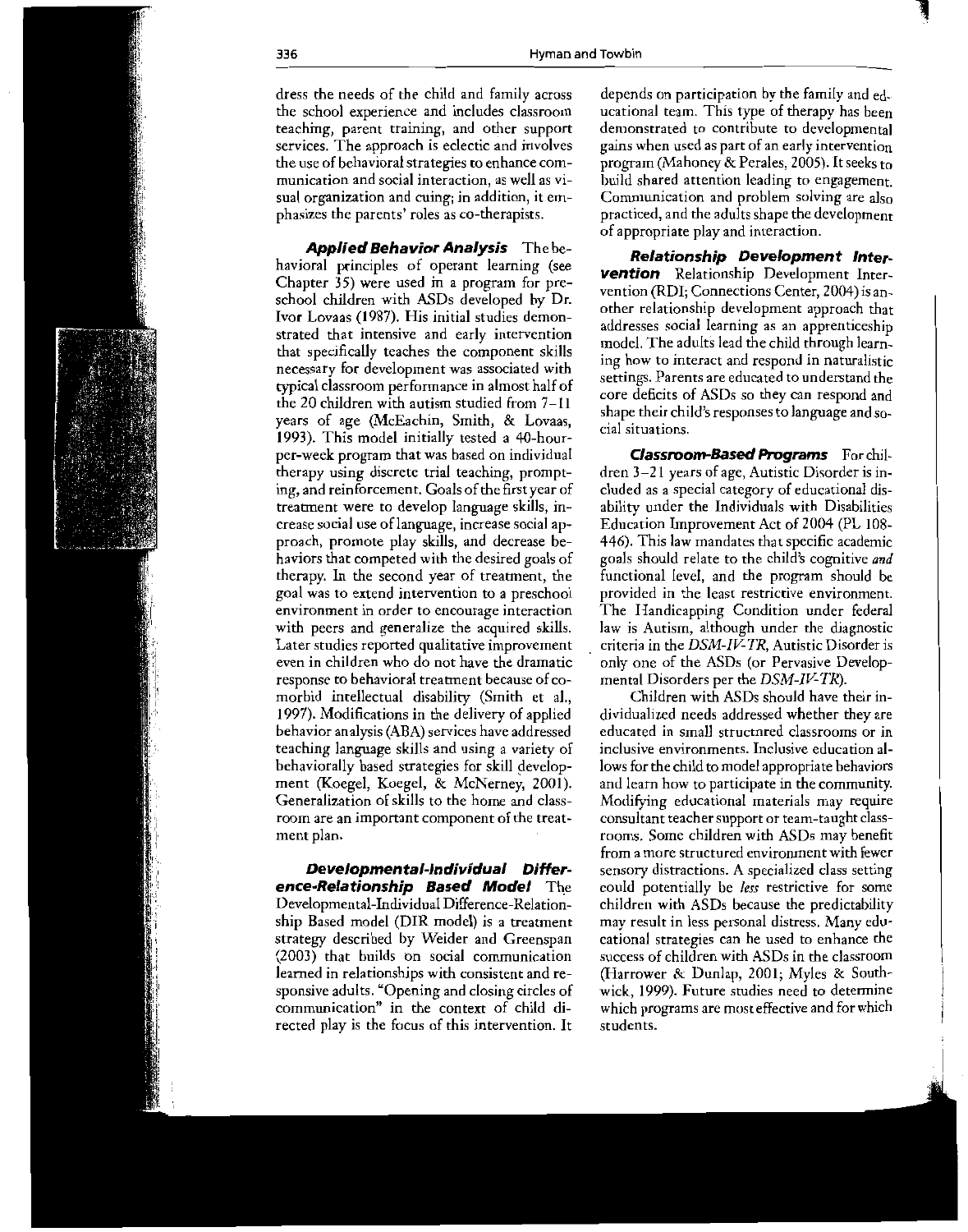dress the needs of the child and family across the school experience and includes classroom teaching, parent training, and other support services. The approach is eclectic and involves the use of behavioral strategies to enhance communication and social interaction, as well as visual organization and cuing; in addition, it emphasizes the parents' roles as co-therapists.

***Applied Behavior Analysis*** The behavioral principles of operant learning (see Chapter 35) were used in a program for preschool children with ASDs developed by Dr. Ivor Lovaas (1987). His initial studies demonstrated that intensive and early intervention that specifically teaches the component skills necessary for development was associated with typical classroom performance in almost half of the 20 children with autism studied from 7–11 years of age (McEachin, Smith, & Lovaas, 1993). This model initially tested a 40-hour-per-week program that was based on individual therapy using discrete trial teaching, prompting, and reinforcement. Goals of the first year of treatment were to develop language skills, increase social use of language, increase social approach, promote play skills, and decrease behaviors that competed with the desired goals of therapy. In the second year of treatment, the goal was to extend intervention to a preschool environment in order to encourage interaction with peers and generalize the acquired skills. Later studies reported qualitative improvement even in children who do not have the dramatic response to behavioral treatment because of comorbid intellectual disability (Smith et al., 1997). Modifications in the delivery of applied behavior analysis (ABA) services have addressed teaching language skills and using a variety of behaviorally based strategies for skill development (Koegel, Koegel, & McNerney, 2001). Generalization of skills to the home and classroom are an important component of the treatment plan.

***Developmental-Individual Difference-Relationship Based Model*** The Developmental-Individual Difference-Relationship Based model (DIR model) is a treatment strategy described by Weider and Greenspan (2003) that builds on social communication learned in relationships with consistent and responsive adults. "Opening and closing circles of communication" in the context of child directed play is the focus of this intervention. It depends on participation by the family and educational team. This type of therapy has been demonstrated to contribute to developmental gains when used as part of an early intervention program (Mahoney & Perales, 2005). It seeks to build shared attention leading to engagement. Communication and problem solving are also practiced, and the adults shape the development of appropriate play and interaction.

***Relationship Development Intervention*** Relationship Development Intervention (RDI; Connections Center, 2004) is another relationship development approach that addresses social learning as an apprenticeship model. The adults lead the child through learning how to interact and respond in naturalistic settings. Parents are educated to understand the core deficits of ASDs so they can respond and shape their child's responses to language and social situations.

***Classroom-Based Programs*** For children 3–21 years of age, Autistic Disorder is included as a special category of educational disability under the Individuals with Disabilities Education Improvement Act of 2004 (PL 108-446). This law mandates that specific academic goals should relate to the child's cognitive *and* functional level, and the program should be provided in the least restrictive environment. The Handicapping Condition under federal law is Autism, although under the diagnostic criteria in the *DSM-IV-TR*, Autistic Disorder is only one of the ASDs (or Pervasive Developmental Disorders per the *DSM-IV-TR*).

Children with ASDs should have their individualized needs addressed whether they are educated in small structured classrooms or in inclusive environments. Inclusive education allows for the child to model appropriate behaviors and learn how to participate in the community. Modifying educational materials may require consultant teacher support or team-taught classrooms. Some children with ASDs may benefit from a more structured environment with fewer sensory distractions. A specialized class setting could potentially be *less* restrictive for some children with ASDs because the predictability may result in less personal distress. Many educational strategies can be used to enhance the success of children with ASDs in the classroom (Harrower & Dunlap, 2001; Myles & Southwick, 1999). Future studies need to determine which programs are most effective and for which students.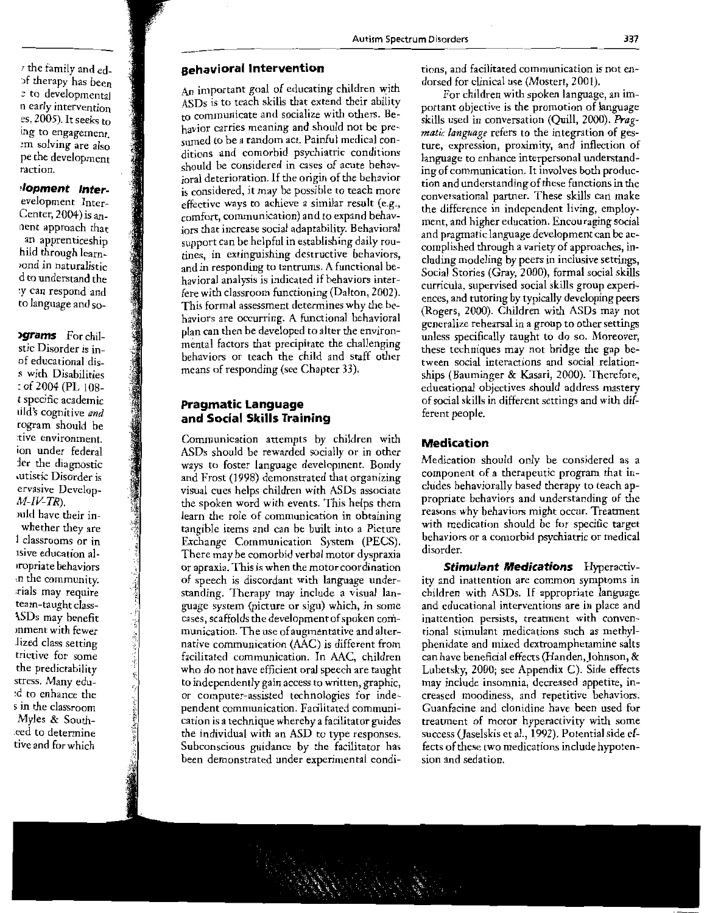## Behavioral Intervention

An important goal of educating children with ASDs is to teach skills that extend their ability to communicate and socialize with others. Behavior carries meaning and should not be presumed to be a random act. Painful medical conditions and comorbid psychiatric conditions should be considered in cases of acute behavioral deterioration. If the origin of the behavior is considered, it may be possible to teach more effective ways to achieve a similar result (e.g., comfort, communication) and to expand behaviors that increase social adaptability. Behavioral support can be helpful in establishing daily routines, in extinguishing destructive behaviors, and in responding to tantrums. A functional behavioral analysis is indicated if behaviors interfere with classroom functioning (Dalton, 2002). This formal assessment determines why the behaviors are occurring. A functional behavioral plan can then be developed to alter the environmental factors that precipitate the challenging behaviors or teach the child and staff other means of responding (see Chapter 33).

## Pragmatic Language and Social Skills Training

Communication attempts by children with ASDs should be rewarded socially or in other ways to foster language development. Bondy and Frost (1998) demonstrated that organizing visual cues helps children with ASDs associate the spoken word with events. This helps them learn the role of communication in obtaining tangible items and can be built into a Picture Exchange Communication System (PECS). There may be comorbid verbal motor dyspraxia or apraxia. This is when the motor coordination of speech is discordant with language understanding. Therapy may include a visual language system (picture or sign) which, in some cases, scaffolds the development of spoken communication. The use of augmentative and alternative communication (AAC) is different from facilitated communication. In AAC, children who do not have efficient oral speech are taught to independently gain access to written, graphic, or computer-assisted technologies for independent communication. Facilitated communication is a technique whereby a facilitator guides the individual with an ASD to type responses. Subconscious guidance by the facilitator has been demonstrated under experimental conditions, and facilitated communication is not endorsed for clinical use (Mostert, 2001).

For children with spoken language, an important objective is the promotion of language skills used in conversation (Quill, 2000). *Pragmatic language* refers to the integration of gesture, expression, proximity, and inflection of language to enhance interpersonal understanding of communication. It involves both production and understanding of these functions in the conversational partner. These skills can make the difference in independent living, employment, and higher education. Encouraging social and pragmatic language development can be accomplished through a variety of approaches, including modeling by peers in inclusive settings, Social Stories (Gray, 2000), formal social skills curricula, supervised social skills group experiences, and tutoring by typically developing peers (Rogers, 2000). Children with ASDs may not generalize rehearsal in a group to other settings unless specifically taught to do so. Moreover, these techniques may not bridge the gap between social interactions and social relationships (Bauminger & Kasari, 2000). Therefore, educational objectives should address mastery of social skills in different settings and with different people.

## Medication

Medication should only be considered as a component of a therapeutic program that includes behaviorally based therapy to teach appropriate behaviors and understanding of the reasons why behaviors might occur. Treatment with medication should be for specific target behaviors or a comorbid psychiatric or medical disorder.

***Stimulant Medications*** Hyperactivity and inattention are common symptoms in children with ASDs. If appropriate language and educational interventions are in place and inattention persists, treatment with conventional stimulant medications such as methylphenidate and mixed dextroamphetamine salts can have beneficial effects (Handen, Johnson, & Lubetsky, 2000; see Appendix C). Side effects may include insomnia, decreased appetite, increased moodiness, and repetitive behaviors. Guanfacine and clonidine have been used for treatment of motor hyperactivity with some success (Jaselskis et al., 1992). Potential side effects of these two medications include hypotension and sedation.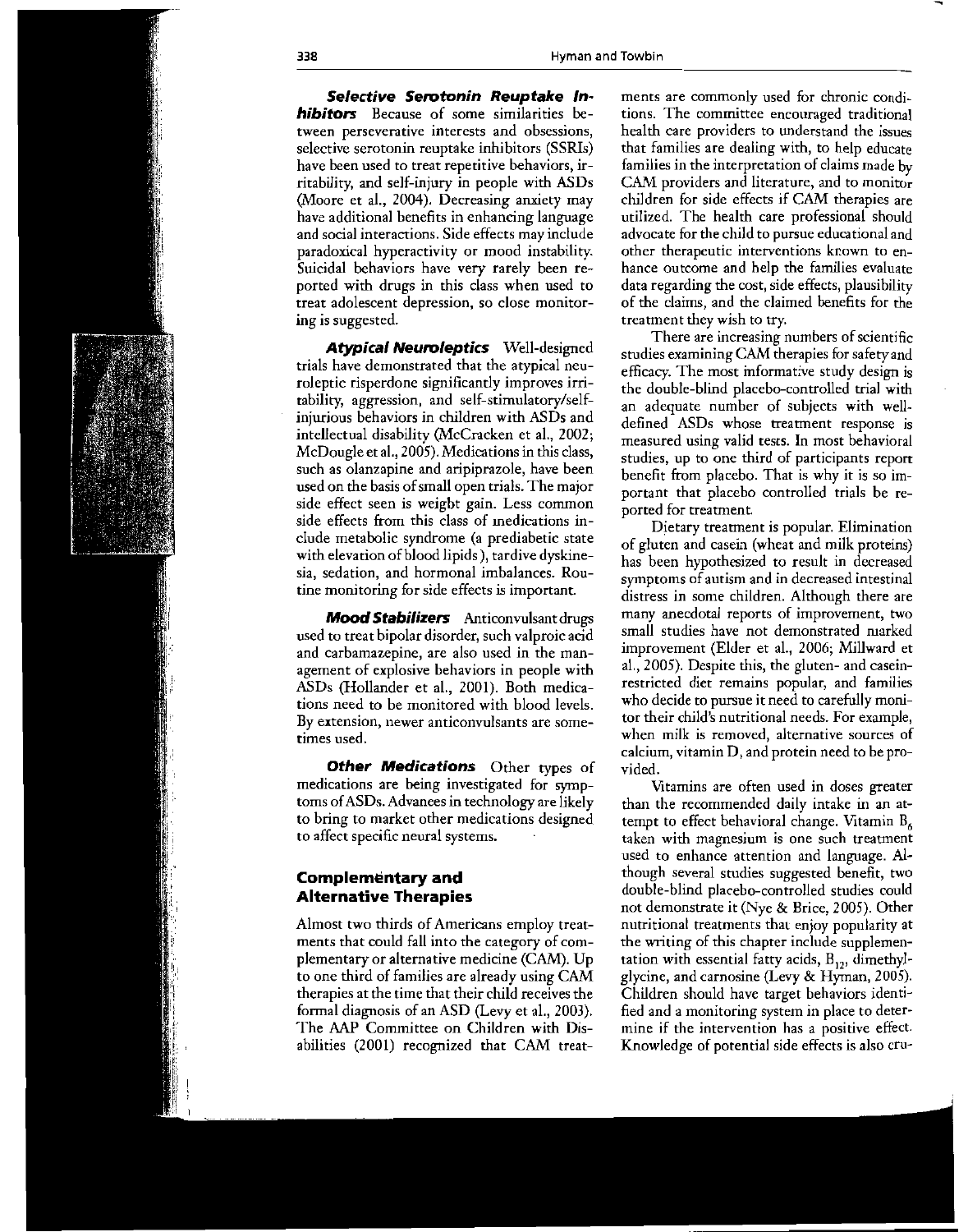***Selective Serotonin Reuptake Inhibitors*** Because of some similarities between perseverative interests and obsessions, selective serotonin reuptake inhibitors (SSRIs) have been used to treat repetitive behaviors, irritability, and self-injury in people with ASDs (Moore et al., 2004). Decreasing anxiety may have additional benefits in enhancing language and social interactions. Side effects may include paradoxical hyperactivity or mood instability. Suicidal behaviors have very rarely been reported with drugs in this class when used to treat adolescent depression, so close monitoring is suggested.

***Atypical Neuroleptics*** Well-designed trials have demonstrated that the atypical neuroleptic risperdone significantly improves irritability, aggression, and self-stimulatory/self-injurious behaviors in children with ASDs and intellectual disability (McCracken et al., 2002; McDougle et al., 2005). Medications in this class, such as olanzapine and aripiprazole, have been used on the basis of small open trials. The major side effect seen is weight gain. Less common side effects from this class of medications include metabolic syndrome (a prediabetic state with elevation of blood lipids), tardive dyskinesia, sedation, and hormonal imbalances. Routine monitoring for side effects is important.

***Mood Stabilizers*** Anticonvulsant drugs used to treat bipolar disorder, such valproic acid and carbamazepine, are also used in the management of explosive behaviors in people with ASDs (Hollander et al., 2001). Both medications need to be monitored with blood levels. By extension, newer anticonvulsants are sometimes used.

***Other Medications*** Other types of medications are being investigated for symptoms of ASDs. Advances in technology are likely to bring to market other medications designed to affect specific neural systems.

## Complementary and Alternative Therapies

Almost two thirds of Americans employ treatments that could fall into the category of complementary or alternative medicine (CAM). Up to one third of families are already using CAM therapies at the time that their child receives the formal diagnosis of an ASD (Levy et al., 2003). The AAP Committee on Children with Disabilities (2001) recognized that CAM treatments are commonly used for chronic conditions. The committee encouraged traditional health care providers to understand the issues that families are dealing with, to help educate families in the interpretation of claims made by CAM providers and literature, and to monitor children for side effects if CAM therapies are utilized. The health care professional should advocate for the child to pursue educational and other therapeutic interventions known to enhance outcome and help the families evaluate data regarding the cost, side effects, plausibility of the claims, and the claimed benefits for the treatment they wish to try.

There are increasing numbers of scientific studies examining CAM therapies for safety and efficacy. The most informative study design is the double-blind placebo-controlled trial with an adequate number of subjects with well-defined ASDs whose treatment response is measured using valid tests. In most behavioral studies, up to one third of participants report benefit from placebo. That is why it is so important that placebo controlled trials be reported for treatment.

Dietary treatment is popular. Elimination of gluten and casein (wheat and milk proteins) has been hypothesized to result in decreased symptoms of autism and in decreased intestinal distress in some children. Although there are many anecdotal reports of improvement, two small studies have not demonstrated marked improvement (Elder et al., 2006; Millward et al., 2005). Despite this, the gluten- and casein-restricted diet remains popular, and families who decide to pursue it need to carefully monitor their child's nutritional needs. For example, when milk is removed, alternative sources of calcium, vitamin D, and protein need to be provided.

Vitamins are often used in doses greater than the recommended daily intake in an attempt to effect behavioral change. Vitamin $B_6$ taken with magnesium is one such treatment used to enhance attention and language. Although several studies suggested benefit, two double-blind placebo-controlled studies could not demonstrate it (Nye & Brice, 2005). Other nutritional treatments that enjoy popularity at the writing of this chapter include supplementation with essential fatty acids, $B_{12}$, dimethylglycine, and carnosine (Levy & Hyman, 2005). Children should have target behaviors identified and a monitoring system in place to determine if the intervention has a positive effect. Knowledge of potential side effects is also cru-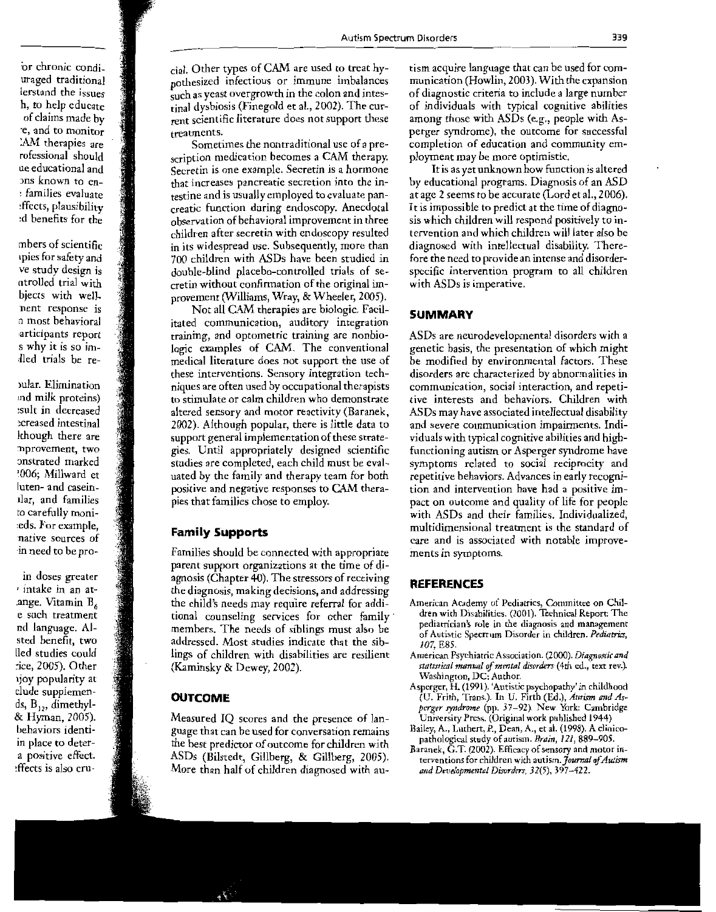cial. Other types of CAM are used to treat hypothesized infectious or immune imbalances such as yeast overgrowth in the colon and intestinal dysbiosis (Finegold et al., 2002). The current scientific literature does not support these treatments.

Sometimes the nontraditional use of a prescription medication becomes a CAM therapy. Secretin is one example. Secretin is a hormone that increases pancreatic secretion into the intestine and is usually employed to evaluate pancreatic function during endoscopy. Anecdotal observation of behavioral improvement in three children after secretin with endoscopy resulted in its widespread use. Subsequently, more than 700 children with ASDs have been studied in double-blind placebo-controlled trials of secretin without confirmation of the original improvement (Williams, Wray, & Wheeler, 2005).

Not all CAM therapies are biologic. Facilitated communication, auditory integration training, and optometric training are nonbiologic examples of CAM. The conventional medical literature does not support the use of these interventions. Sensory integration techniques are often used by occupational therapists to stimulate or calm children who demonstrate altered sensory and motor reactivity (Baranek, 2002). Although popular, there is little data to support general implementation of these strategies. Until appropriately designed scientific studies are completed, each child must be evaluated by the family and therapy team for both positive and negative responses to CAM therapies that families chose to employ.

### Family Supports

Families should be connected with appropriate parent support organizations at the time of diagnosis (Chapter 40). The stressors of receiving the diagnosis, making decisions, and addressing the child's needs may require referral for additional counseling services for other family members. The needs of siblings must also be addressed. Most studies indicate that the siblings of children with disabilities are resilient (Kaminsky & Dewey, 2002).

## OUTCOME

Measured IQ scores and the presence of language that can be used for conversation remains the best predictor of outcome for children with ASDs (Bilstedt, Gillberg, & Gillberg, 2005). More than half of children diagnosed with autism acquire language that can be used for communication (Howlin, 2003). With the expansion of diagnostic criteria to include a large number of individuals with typical cognitive abilities among those with ASDs (e.g., people with Asperger syndrome), the outcome for successful completion of education and community employment may be more optimistic.

It is as yet unknown how function is altered by educational programs. Diagnosis of an ASD at age 2 seems to be accurate (Lord et al., 2006). It is impossible to predict at the time of diagnosis which children will respond positively to intervention and which children will later also be diagnosed with intellectual disability. Therefore the need to provide an intense and disorder-specific intervention program to all children with ASDs is imperative.

## SUMMARY

ASDs are neurodevelopmental disorders with a genetic basis, the presentation of which might be modified by environmental factors. These disorders are characterized by abnormalities in communication, social interaction, and repetitive interests and behaviors. Children with ASDs may have associated intellectual disability and severe communication impairments. Individuals with typical cognitive abilities and high-functioning autism or Asperger syndrome have symptoms related to social reciprocity and repetitive behaviors. Advances in early recognition and intervention have had a positive impact on outcome and quality of life for people with ASDs and their families. Individualized, multidimensional treatment is the standard of care and is associated with notable improvements in symptoms.

## REFERENCES

- American Academy of Pediatrics, Committee on Children with Disabilities. (2001). Technical Report: The pediatrician's role in the diagnosis and management of Autistic Spectrum Disorder in children. *Pediatrics, 107*, E85.
- American Psychiatric Association. (2000). *Diagnostic and statistical manual of mental disorders* (4th ed., text rev.). Washington, DC: Author.
- Asperger, H. (1991). 'Autistic psychopathy' in childhood (U. Frith, Trans.). In U. Frith (Ed.), *Autism and Asperger syndrome* (pp. 37–92). New York: Cambridge University Press. (Original work published 1944)
- Bailey, A., Luthert, P., Dean, A., et al. (1998). A clinicopathological study of autism. *Brain, 121*, 889–905.
- Baranek, G.T. (2002). Efficacy of sensory and motor interventions for children with autism. *Journal of Autism and Developmental Disorders, 32*(5), 397–422.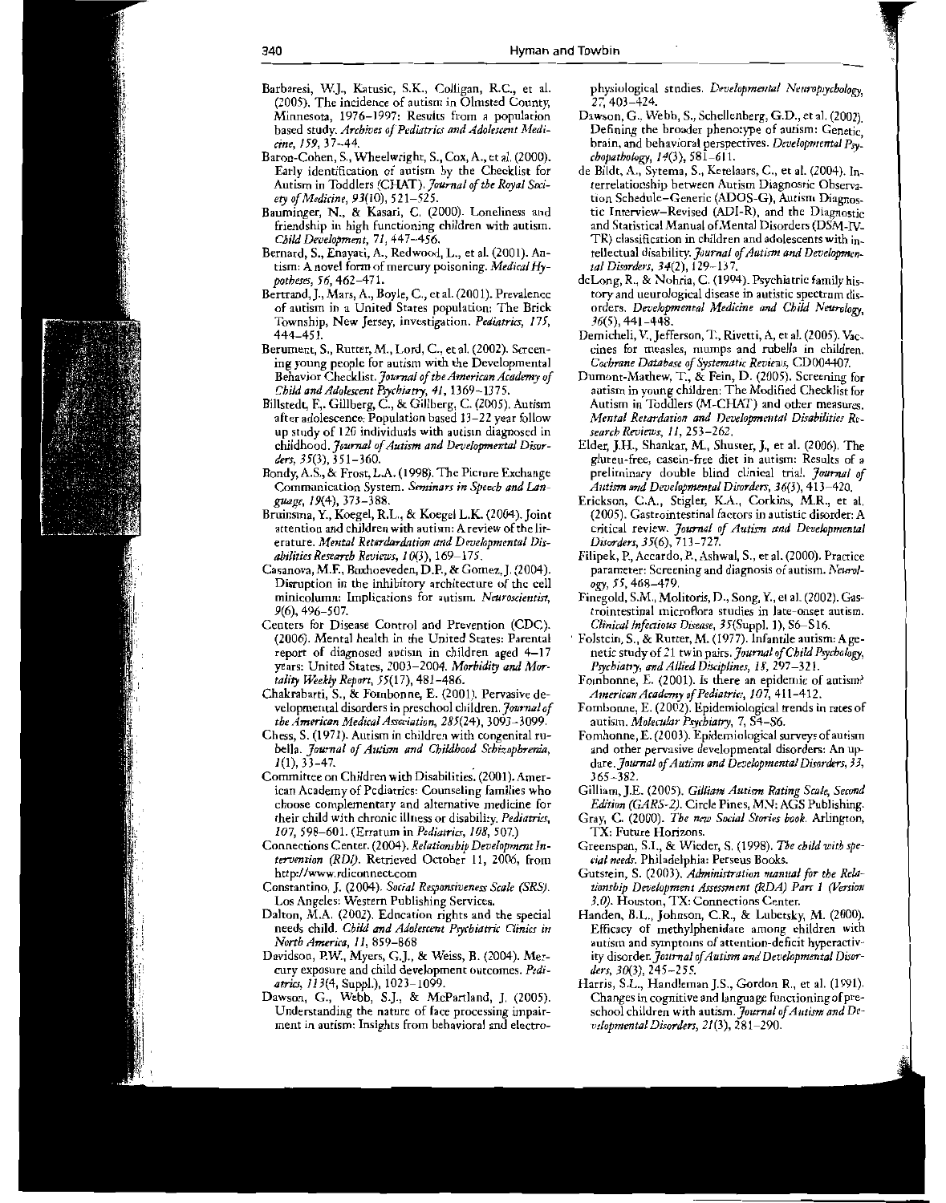Barbaresi, W.J., Katusic, S.K., Colligan, R.C., et al. (2005). The incidence of autism in Olmsted County, Minnesota, 1976–1997: Results from a population based study. *Archives of Pediatrics and Adolescent Medicine, 159*, 37–44.

Baron-Cohen, S., Wheelwright, S., Cox, A., et al. (2000). Early identification of autism by the Checklist for Autism in Toddlers (CHAT). *Journal of the Royal Society of Medicine, 93*(10), 521–525.

Bauminger, N., & Kasari, C. (2000). Loneliness and friendship in high functioning children with autism. *Child Development, 71*, 447–456.

Bernard, S., Enayati, A., Redwood, L., et al. (2001). Autism: A novel form of mercury poisoning. *Medical Hypotheses, 56*, 462–471.

Bertrand, J., Mars, A., Boyle, C., et al. (2001). Prevalence of autism in a United States population: The Brick Township, New Jersey, investigation. *Pediatrics, 175*, 444–451.

Berument, S., Rutter, M., Lord, C., et al. (2002). Screening young people for autism with the Developmental Behavior Checklist. *Journal of the American Academy of Child and Adolescent Psychiatry, 41*, 1369–1375.

Billstedt, E., Gillberg, C., & Gillberg, C. (2005). Autism after adolescence: Population based 13–22 year follow up study of 120 individuals with autism diagnosed in childhood. *Journal of Autism and Developmental Disorders, 35*(3), 351–360.

Bondy, A.S., & Frost, L.A. (1998). The Picture Exchange Communication System. *Seminars in Speech and Language, 19*(4), 373–388.

Bruinsma, Y., Koegel, R.L., & Koegel L.K. (2004). Joint attention and children with autism: A review of the literature. *Mental Retardardation and Developmental Disabilities Research Reviews, 10*(3), 169–175.

Casanova, M.F., Buxhoeveden, D.P., & Gomez, J. (2004). Disruption in the inhibitory architecture of the cell minicolumn: Implications for autism. *Neuroscientist, 9*(6), 496–507.

Centers for Disease Control and Prevention (CDC). (2006). Mental health in the United States: Parental report of diagnosed autism in children aged 4–17 years: United States, 2003–2004. *Morbidity and Mortality Weekly Report, 55*(17), 481–486.

Chakrabarti, S., & Fombonne, E. (2001). Pervasive developmental disorders in preschool children. *Journal of the American Medical Association, 285*(24), 3093–3099.

Chess, S. (1971). Autism in children with congenital rubella. *Journal of Autism and Childhood Schizophrenia, 1*(1), 33–47.

Committee on Children with Disabilities. (2001). American Academy of Pediatrics: Counseling families who choose complementary and alternative medicine for their child with chronic illness or disability. *Pediatrics, 107*, 598–601. (Erratum in *Pediatrics, 108*, 507.)

Connections Center. (2004). *Relationship Development Intervention (RDI)*. Retrieved October 11, 2006, from http://www.rdiconnect.com

Constantino, J. (2004). *Social Responsiveness Scale (SRS)*. Los Angeles: Western Publishing Services.

Dalton, M.A. (2002). Education rights and the special needs child. *Child and Adolescent Psychiatric Clinics in North America, 11*, 859–868

Davidson, P.W., Myers, G.J., & Weiss, B. (2004). Mercury exposure and child development outcomes. *Pediatrics, 113*(4, Suppl.), 1023–1099.

Dawson, G., Webb, S.J., & McPartland, J. (2005). Understanding the nature of face processing impairment in autism: Insights from behavioral and electrophysiological studies. *Developmental Neuropsychology, 27*, 403–424.

Dawson, G., Webb, S., Schellenberg, G.D., et al. (2002). Defining the broader phenotype of autism: Genetic, brain, and behavioral perspectives. *Developmental Psychopathology, 14*(3), 581–611.

de Bildt, A., Sytema, S., Ketelaars, C., et al. (2004). Interrelationship between Autism Diagnostic Observation Schedule–Generic (ADOS-G), Autism Diagnostic Interview–Revised (ADI-R), and the Diagnostic and Statistical Manual of Mental Disorders (DSM-IV-TR) classification in children and adolescents with intellectual disability. *Journal of Autism and Developmental Disorders, 34*(2), 129–137.

deLong, R., & Nohria, C. (1994). Psychiatric family history and neurological disease in autistic spectrum disorders. *Developmental Medicine and Child Neurology, 36*(5), 441–448.

Demicheli, V., Jefferson, T., Rivetti, A, et al. (2005). Vaccines for measles, mumps and rubella in children. *Cochrane Database of Systematic Reviews*, CD004407.

Dumont-Mathew, T., & Fein, D. (2005). Screening for autism in young children: The Modified Checklist for Autism in Toddlers (M-CHAT) and other measures. *Mental Retardation and Developmental Disabilities Research Reviews, 11*, 253–262.

Elder, J.H., Shankar, M., Shuster, J., et al. (2006). The gluten-free, casein-free diet in autism: Results of a preliminary double blind clinical trial. *Journal of Autism and Developmental Disorders, 36*(3), 413–420.

Erickson, C.A., Stigler, K.A., Corkins, M.R., et al. (2005). Gastrointestinal factors in autistic disorder: A critical review. *Journal of Autism and Developmental Disorders, 35*(6), 713–727.

Filipek, P., Accardo, P., Ashwal, S., et al. (2000). Practice parameter: Screening and diagnosis of autism. *Neurology, 55*, 468–479.

Finegold, S.M., Molitoris, D., Song, Y., et al. (2002). Gastrointestinal microflora studies in late-onset autism. *Clinical Infectious Disease, 35*(Suppl. 1), S6–S16.

Folstein, S., & Rutter, M. (1977). Infantile autism: A genetic study of 21 twin pairs. *Journal of Child Psychology, Psychiatry, and Allied Disciplines, 18*, 297–321.

Fombonne, E. (2001). Is there an epidemic of autism? *American Academy of Pediatrics, 107*, 411–412.

Fombonne, E. (2002). Epidemiological trends in rates of autism. *Molecular Psychiatry, 7*, S4–S6.

Fombonne, E. (2003). Epidemiological surveys of autism and other pervasive developmental disorders: An update. *Journal of Autism and Developmental Disorders, 33*, 365–382.

Gilliam, J.E. (2005). *Gilliam Autism Rating Scale, Second Edition (GARS-2)*. Circle Pines, MN: AGS Publishing.

Gray, C. (2000). *The new Social Stories book*. Arlington, TX: Future Horizons.

Greenspan, S.I., & Wieder, S. (1998). *The child with special needs*. Philadelphia: Perseus Books.

Gutstein, S. (2003). *Administration manual for the Relationship Development Assessment (RDA) Part 1 (Version 3.0)*. Houston, TX: Connections Center.

Handen, B.L., Johnson, C.R., & Lubetsky, M. (2000). Efficacy of methylphenidate among children with autism and symptoms of attention-deficit hyperactivity disorder. *Journal of Autism and Developmental Disorders, 30*(3), 245–255.

Harris, S.L., Handleman J.S., Gordon R., et al. (1991). Changes in cognitive and language functioning of preschool children with autism. *Journal of Autism and Developmental Disorders, 21*(3), 281–290.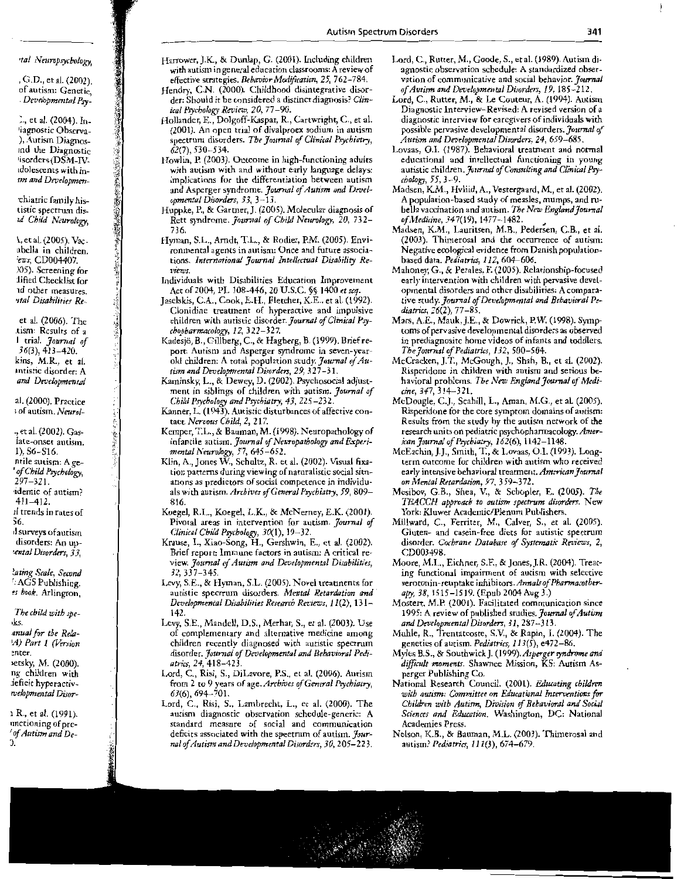Harrower, J.K., & Dunlap, G. (2001). Including children with autism in general education classrooms: A review of effective strategies. *Behavior Modification, 25*, 762–784.

Hendry, C.N. (2000). Childhood disintegrative disorder: Should it be considered a distinct diagnosis? *Clinical Psychology Review, 20*, 77–90.

Hollander, E., Dolgoff-Kaspar, R., Cartwright, C., et al. (2001). An open trial of divalproex sodium in autism spectrum disorders. *The Journal of Clinical Psychiatry, 62*(7), 530–534.

Howlin, P. (2003). Outcome in high-functioning adults with autism with and without early language delays: implications for the differentiation between autism and Asperger syndrome. *Journal of Autism and Developmental Disorders, 33*, 3–13.

Huppke, P., & Gartner, J. (2005). Molecular diagnosis of Rett syndrome. *Journal of Child Neurology, 20*, 732–736.

Hyman, S.L., Arndt, T.L., & Rodier, P.M. (2005). Environmental agents in autism: Once and future associations. *International Journal Intellectual Disability Reviews*.

Individuals with Disabilities Education Improvement Act of 2004, P.L. 108-446, 20 U.S.C. §§ 1400 *et seq*.

Jaselskis, C.A., Cook, E.H., Fletcher, K.E., et al. (1992). Clonidine treatment of hyperactive and impulsive children with autistic disorder. *Journal of Clinical Psychopharmacology, 12*, 322–327.

Kadesjö, B., Gillberg, C., & Hagberg, B. (1999). Brief report: Autism and Asperger syndrome in seven-year-old children: A total population study. *Journal of Autism and Developmental Disorders, 29*, 327–31.

Kaminsky, L., & Dewey, D. (2002). Psychosocial adjustment in siblings of children with autism. *Journal of Child Psychology and Psychiatry, 43*, 225–232.

Kanner, L. (1943). Autistic disturbances of affective contact. *Nervous Child, 2*, 217.

Kemper, T.L., & Bauman, M. (1998). Neuropathology of infantile autism. *Journal of Neuropathology and Experimental Neurology, 57*, 645–652.

Klin, A., Jones W., Schultz, R. et al. (2002). Visual fixation patterns during viewing of naturalistic social situations as predictors of social competence in individuals with autism. *Archives of General Psychiatry, 59*, 809–816.

Koegel, R.L., Koegel, L.K., & McNerney, E.K. (2001). Pivotal areas in intervention for autism. *Journal of Clinical Child Psychology, 30*(1), 19–32.

Krause, I., Xiao-Song, H., Gershwin, E., et al. (2002). Brief report: Immune factors in autism: A critical review. *Journal of Autism and Developmental Disabilities, 32*, 337–345.

Levy, S.E., & Hyman, S.L. (2005). Novel treatments for autistic spectrum disorders. *Mental Retardation and Developmental Disabilities Research Reviews, 11*(2), 131–142.

Levy, S.E., Mandell, D.S., Merhar, S., et al. (2003). Use of complementary and alternative medicine among children recently diagnosed with autistic spectrum disorder. *Journal of Developmental and Behavioral Pediatrics, 24*, 418–423.

Lord, C., Risi, S., DiLavore, P.S., et al. (2006). Autism from 2 to 9 years of age. *Archives of General Psychiatry, 63*(6), 694–701.

Lord, C., Risi, S., Lambrecht, L., et al. (2000). The autism diagnostic observation schedule-generic: A standard measure of social and communication deficits associated with the spectrum of autism. *Journal of Autism and Developmental Disorders, 30*, 205–223.

Lord, C., Rutter, M., Goode, S., et al. (1989). Autism diagnostic observation schedule: A standardized observation of communicative and social behavior. *Journal of Autism and Developmental Disorders, 19*, 185–212.

Lord, C., Rutter, M., & Le Couteur, A. (1994). Autism Diagnostic Interview–Revised: A revised version of a diagnostic interview for caregivers of individuals with possible pervasive developmental disorders. *Journal of Autism and Developmental Disorders, 24*, 659–685.

Lovaas, O.I. (1987). Behavioral treatment and normal educational and intellectual functioning in young autistic children. *Journal of Consulting and Clinical Psychology, 55*, 3–9.

Madsen, K.M., Hviid, A., Vestergaard, M., et al. (2002). A population-based study of measles, mumps, and rubella vaccination and autism. *The New England Journal of Medicine, 347*(19), 1477–1482.

Madsen, K.M., Lauritsen, M.B., Pedersen, C.B., et al. (2003). Thimerosal and the occurrence of autism: Negative ecological evidence from Danish population-based data. *Pediatrics, 112*, 604–606.

Mahoney, G., & Perales, F. (2005). Relationship-focused early intervention with children with pervasive developmental disorders and other disabilities: A comparative study. *Journal of Developmental and Behavioral Pediatrics, 26*(2), 77–85.

Mars, A.E., Mauk, J.E., & Dowrick, P.W. (1998). Symptoms of pervasive developmental disorders as observed in prediagnositc home videos of infants and toddlers. *The Journal of Pediatrics, 132*, 500–504.

McCracken, J.T., McGough, J., Shah, B., et al. (2002). Risperidone in children with autism and serious behavioral problems. *The New England Journal of Medicine, 347*, 314–321.

McDougle, C.J., Scahill, L., Aman, M.G., et al. (2005). Risperidone for the core symptom domains of autism: Results from the study by the autism network of the research units on pediatric psychopharmacology. *American Journal of Psychiatry, 162*(6), 1142–1148.

McEachin, J.J., Smith, T., & Lovaas, O.I. (1993). Long-term outcome for children with autism who received early intensive behavioral treatment. *American Journal on Mental Retardation, 97*, 359–372.

Mesibov, G.B., Shea, V., & Schopler, E. (2005). *The TEACCH approach to autism spectrum disorders*. New York: Kluwer Academic/Plenum Publishers.

Millward, C., Ferriter, M., Calver, S., et al. (2005). Gluten- and casein-free diets for autistic spectrum disorder. *Cochrane Database of Systematic Reviews, 2*, CD003498.

Moore, M.L., Eichner, S.F., & Jones, J.R. (2004). Treating functional impairment of autism with selective serotonin-reuptake inhibitors. *Annals of Pharmacotherapy, 38*, 1515–1519. (Epub 2004 Aug 3.)

Mostert, M.P. (2001). Facilitated communication since 1995: A review of published studies. *Journal of Autism and Developmental Disorders, 31*, 287–313.

Muhle, R., Trentacoste, S.V., & Rapin, I. (2004). The genetics of autism. *Pediatrics, 113*(5), e472–86.

Myles B.S., & Southwick J. (1999). *Asperger syndrome and difficult moments*. Shawnee Mission, KS: Autism Asperger Publishing Co.

National Research Council. (2001). *Educating children with autism: Committee on Educational Interventions for Children with Autism, Division of Behavioral and Social Sciences and Education*. Washington, DC: National Academies Press.

Nelson, K.B., & Bauman, M.L. (2003). Thimerosal and autism? *Pediatrics, 111*(3), 674–679.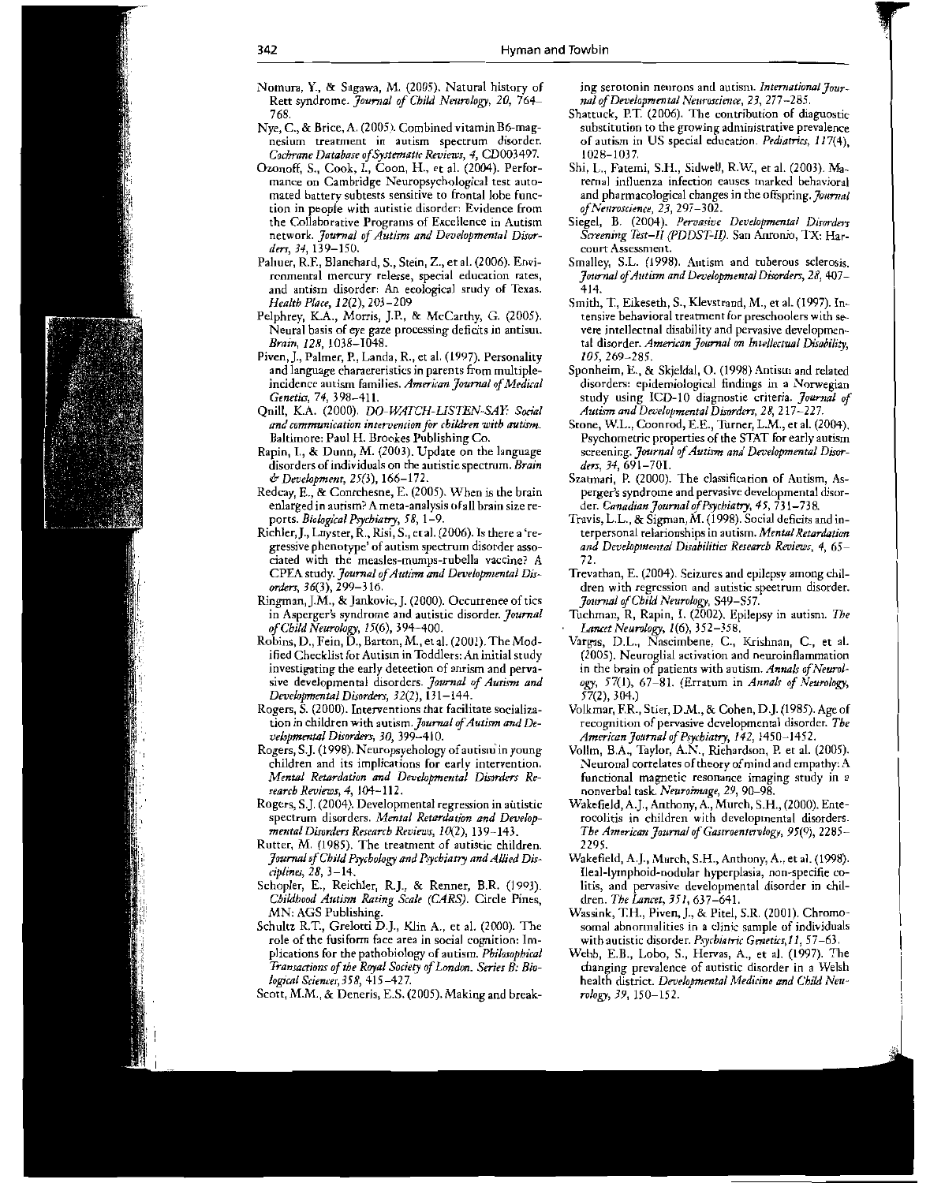Nomura, Y., & Sagawa, M. (2005). Natural history of Rett syndrome. *Journal of Child Neurology, 20,* 764–768.

Nye, C., & Brice, A. (2005). Combined vitamin B6-magnesium treatment in autism spectrum disorder. *Cochrane Database of Systematic Reviews, 4,* CD003497.

Ozonoff, S., Cook, I., Coon, H., et al. (2004). Performance on Cambridge Neuropsychological test automated battery subtests sensitive to frontal lobe function in people with autistic disorder: Evidence from the Collaborative Programs of Excellence in Autism network. *Journal of Autism and Developmental Disorders, 34,* 139–150.

Palmer, R.F., Blanchard, S., Stein, Z., et al. (2006). Environmental mercury release, special education rates, and autism disorder: An ecological study of Texas. *Health Place, 12*(2), 203–209

Pelphrey, K.A., Morris, J.P., & McCarthy, G. (2005). Neural basis of eye gaze processing deficits in autism. *Brain, 128,* 1038–1048.

Piven, J., Palmer, P., Landa, R., et al. (1997). Personality and language characteristics in parents from multiple-incidence autism families. *American Journal of Medical Genetics, 74,* 398–411.

Quill, K.A. (2000). *DO-WATCH-LISTEN-SAY: Social and communication intervention for children with autism.* Baltimore: Paul H. Brookes Publishing Co.

Rapin, I., & Dunn, M. (2003). Update on the language disorders of individuals on the autistic spectrum. *Brain & Development, 25*(3), 166–172.

Redcay, E., & Courchesne, E. (2005). When is the brain enlarged in autism? A meta-analysis of all brain size reports. *Biological Psychiatry, 58,* 1–9.

Richler, J., Luyster, R., Risi, S., et al. (2006). Is there a 'regressive phenotype' of autism spectrum disorder associated with the measles-mumps-rubella vaccine? A CPEA study. *Journal of Autism and Developmental Disorders, 36*(3), 299–316.

Ringman, J.M., & Jankovic, J. (2000). Occurrence of tics in Asperger's syndrome and autistic disorder. *Journal of Child Neurology, 15*(6), 394–400.

Robins, D., Fein, D., Barton, M., et al. (2001). The Modified Checklist for Autism in Toddlers: An initial study investigating the early detection of autism and pervasive developmental disorders. *Journal of Autism and Developmental Disorders, 32*(2), 131–144.

Rogers, S. (2000). Interventions that facilitate socialization in children with autism. *Journal of Autism and Developmental Disorders, 30,* 399–410.

Rogers, S.J. (1998). Neuropsychology of autism in young children and its implications for early intervention. *Mental Retardation and Developmental Disorders Research Reviews, 4,* 104–112.

Rogers, S.J. (2004). Developmental regression in autistic spectrum disorders. *Mental Retardation and Developmental Disorders Research Reviews, 10*(2), 139–143.

Rutter, M. (1985). The treatment of autistic children. *Journal of Child Psychology and Psychiatry and Allied Disciplines, 28,* 3–14.

Schopler, E., Reichler, R.J., & Renner, B.R. (1993). *Childhood Autism Rating Scale (CARS).* Circle Pines, MN: AGS Publishing.

Schultz R.T., Grelotti D.J., Klin A., et al. (2000). The role of the fusiform face area in social cognition: Implications for the pathobiology of autism. *Philosophical Transactions of the Royal Society of London. Series B: Biological Sciences, 358,* 415–427.

Scott, M.M., & Deneris, E.S. (2005). Making and breaking serotonin neurons and autism. *International Journal of Developmental Neuroscience, 23,* 277–285.

Shattuck, P.T. (2006). The contribution of diagnostic substitution to the growing administrative prevalence of autism in US special education. *Pediatrics, 117*(4), 1028–1037.

Shi, L., Fatemi, S.H., Sidwell, R.W., et al. (2003). Maternal influenza infection causes marked behavioral and pharmacological changes in the offspring. *Journal of Neuroscience, 23,* 297–302.

Siegel, B. (2004). *Pervasive Developmental Disorders Screening Test–II (PDDST-II).* San Antonio, TX: Harcourt Assessment.

Smalley, S.L. (1998). Autism and tuberous sclerosis. *Journal of Autism and Developmental Disorders, 28,* 407–414.

Smith, T., Eikeseth, S., Klevstrand, M., et al. (1997). Intensive behavioral treatment for preschoolers with severe intellectual disability and pervasive developmental disorder. *American Journal on Intellectual Disability, 105,* 269–285.

Sponheim, E., & Skjeldal, O. (1998) Autism and related disorders: epidemiological findings in a Norwegian study using ICD-10 diagnostic criteria. *Journal of Autism and Developmental Disorders, 28,* 217–227.

Stone, W.L., Coonrod, E.E., Turner, L.M., et al. (2004). Psychometric properties of the STAT for early autism screening. *Journal of Autism and Developmental Disorders, 34,* 691–701.

Szatmari, P. (2000). The classification of Autism, Asperger's syndrome and pervasive developmental disorder. *Canadian Journal of Psychiatry, 45,* 731–738.

Travis, L.L., & Sigman, M. (1998). Social deficits and interpersonal relationships in autism. *Mental Retardation and Developmental Disabilities Research Reviews, 4,* 65–72.

Trevathan, E. (2004). Seizures and epilepsy among children with regression and autistic spectrum disorder. *Journal of Child Neurology,* S49–S57.

Tuchman, R, Rapin, I. (2002). Epilepsy in autism. *The Lancet Neurology, 1*(6), 352–358.

Vargas, D.L., Nascimbene, C., Krishnan, C., et al. (2005). Neuroglial activation and neuroinflammation in the brain of patients with autism. *Annals of Neurology, 57*(1), 67–81. (Erratum in *Annals of Neurology, 57*(2), 304.)

Volkmar, F.R., Stier, D.M., & Cohen, D.J. (1985). Age of recognition of pervasive developmental disorder. *The American Journal of Psychiatry, 142,* 1450–1452.

Vollm, B.A., Taylor, A.N., Richardson, P. et al. (2005). Neuronal correlates of theory of mind and empathy: A functional magnetic resonance imaging study in a nonverbal task. *Neuroimage, 29,* 90–98.

Wakefield, A.J., Anthony, A., Murch, S.H., (2000). Enterocolitis in children with developmental disorders. *The American Journal of Gastroenterology, 95*(9), 2285–2295.

Wakefield, A.J., Murch, S.H., Anthony, A., et al. (1998). Ileal-lymphoid-nodular hyperplasia, non-specific colitis, and pervasive developmental disorder in children. *The Lancet, 351,* 637–641.

Wassink, T.H., Piven, J., & Pitel, S.R. (2001). Chromosomal abnormalities in a clinic sample of individuals with autistic disorder. *Psychiatric Genetics,11,* 57–63.

Webb, E.B., Lobo, S., Hervas, A., et al. (1997). The changing prevalence of autistic disorder in a Welsh health district. *Developmental Medicine and Child Neurology, 39,* 150–152.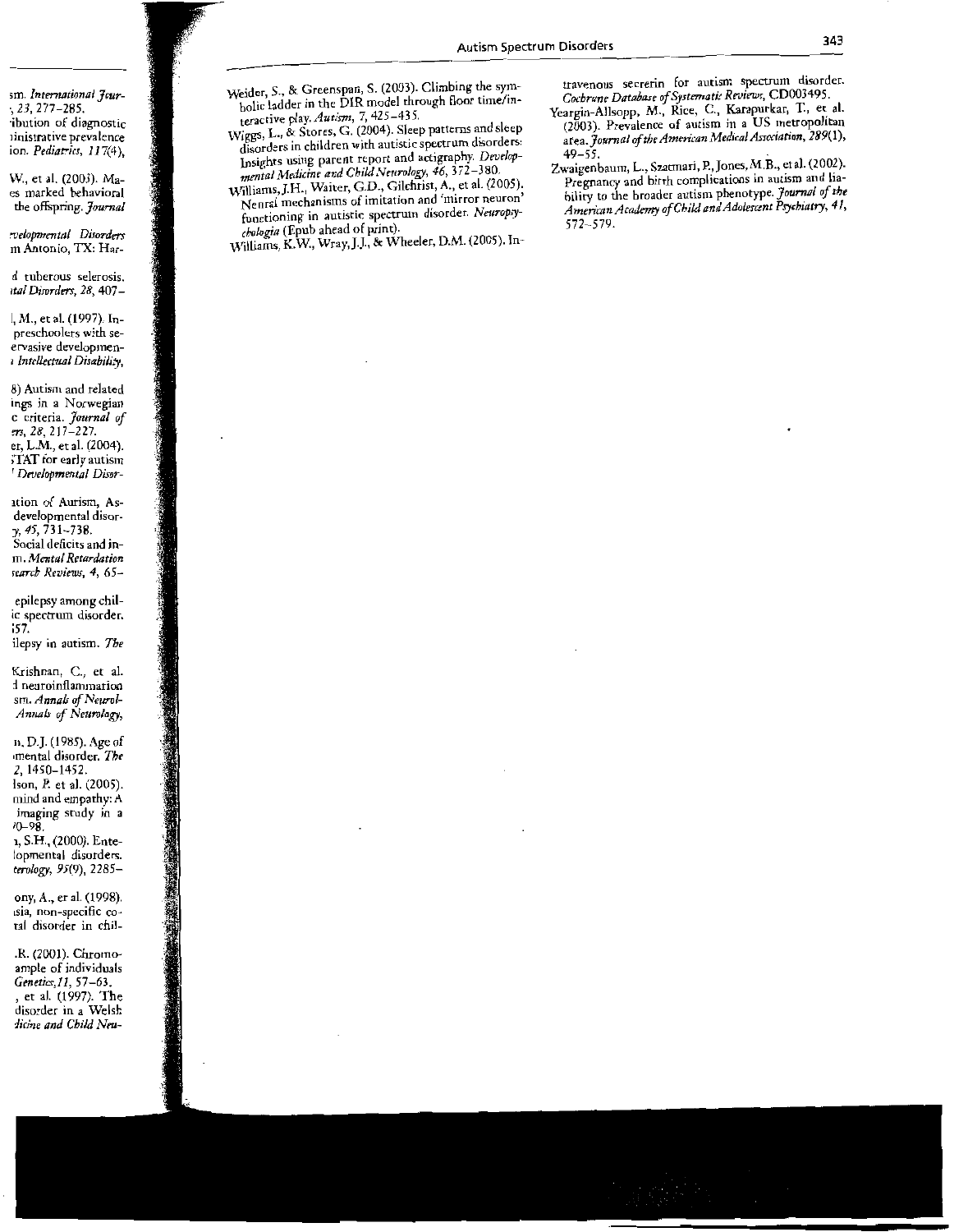Wieder, S., & Greenspan, S. (2003). Climbing the symbolic ladder in the DIR model through floor time/interactive play. *Autism, 7*, 425–435.

Wiggs, L., & Stores, G. (2004). Sleep patterns and sleep disorders in children with autistic spectrum disorders: Insights using parent report and actigraphy. *Developmental Medicine and Child Neurology, 46*, 372–380.

Williams, J.H., Waiter, G.D., Gilchrist, A., et al. (2005). Neural mechanisms of imitation and 'mirror neuron' functioning in autistic spectrum disorder. *Neuropsychologia* (Epub ahead of print).

Williams, K.W., Wray, J.J., & Wheeler, D.M. (2005). Intravenous secretin for autism spectrum disorder. *Cochrane Database of Systematic Reviews*, CD003495.

Yeargin-Allsopp, M., Rice, C., Karapurkar, T., et al. (2003). Prevalence of autism in a US metropolitan area. *Journal of the American Medical Association, 289*(1), 49–55.

Zwaigenbaum, L., Szatmari, P., Jones, M.B., et al. (2002). Pregnancy and birth complications in autism and liability to the broader autism phenotype. *Journal of the American Academy of Child and Adolescent Psychiatry, 41*, 572–579.